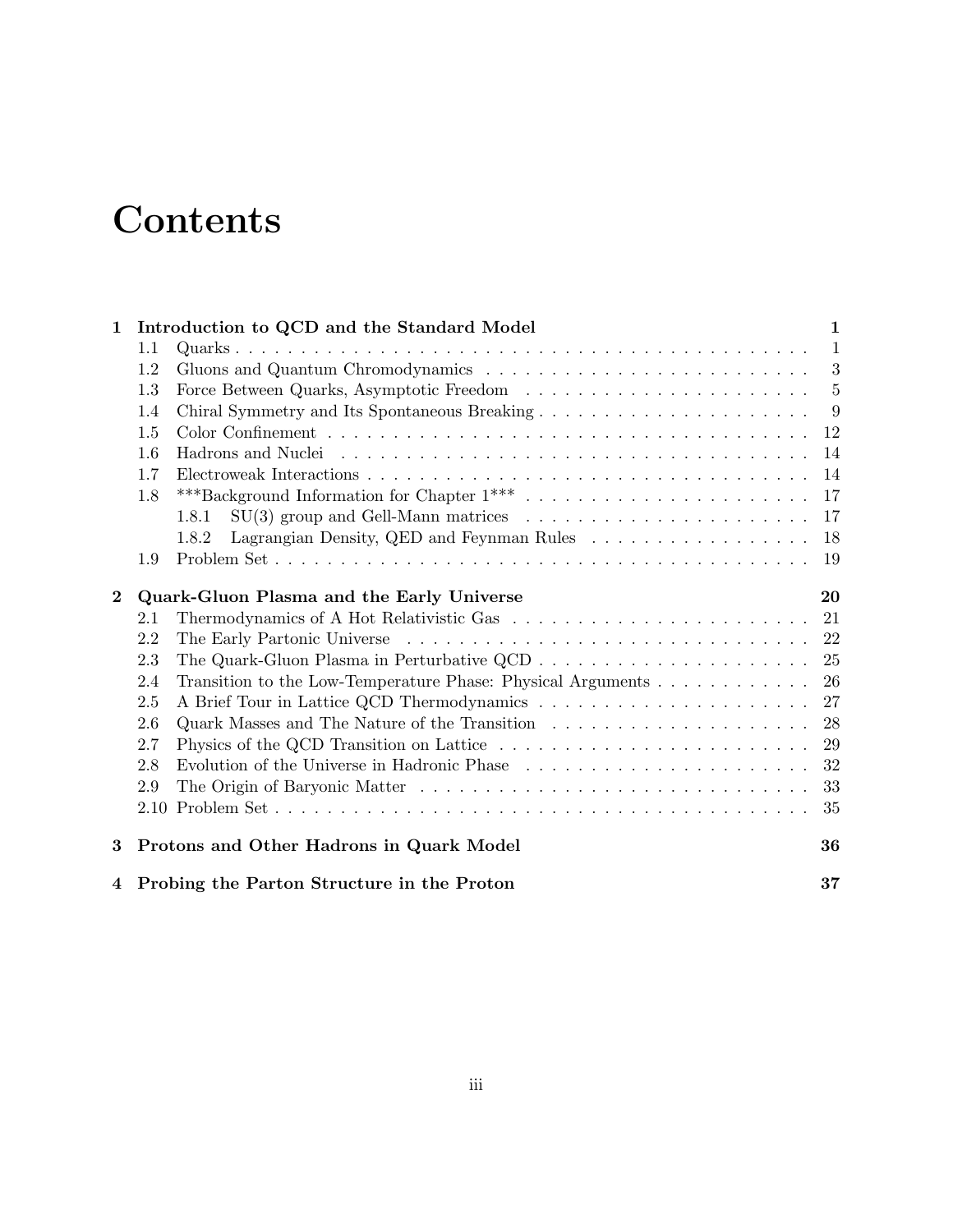# Contents

**1 Introduction to QCD and the Standard Model** **1**

- 1.1 Quarks . . . 1
- 1.2 Gluons and Quantum Chromodynamics . . . 3
- 1.3 Force Between Quarks, Asymptotic Freedom . . . 5
- 1.4 Chiral Symmetry and Its Spontaneous Breaking . . . 9
- 1.5 Color Confinement . . . 12
- 1.6 Hadrons and Nuclei . . . 14
- 1.7 Electroweak Interactions . . . 14
- 1.8 ***Background Information for Chapter 1*** . . . 17
  - 1.8.1 SU(3) group and Gell-Mann matrices . . . 17
  - 1.8.2 Lagrangian Density, QED and Feynman Rules . . . 18
- 1.9 Problem Set . . . 19

**2 Quark-Gluon Plasma and the Early Universe** **20**

- 2.1 Thermodynamics of A Hot Relativistic Gas . . . 21
- 2.2 The Early Partonic Universe . . . 22
- 2.3 The Quark-Gluon Plasma in Perturbative QCD . . . 25
- 2.4 Transition to the Low-Temperature Phase: Physical Arguments . . . 26
- 2.5 A Brief Tour in Lattice QCD Thermodynamics . . . 27
- 2.6 Quark Masses and The Nature of the Transition . . . 28
- 2.7 Physics of the QCD Transition on Lattice . . . 29
- 2.8 Evolution of the Universe in Hadronic Phase . . . 32
- 2.9 The Origin of Baryonic Matter . . . 33
- 2.10 Problem Set . . . 35

**3 Protons and Other Hadrons in Quark Model** **36**

**4 Probing the Parton Structure in the Proton** **37**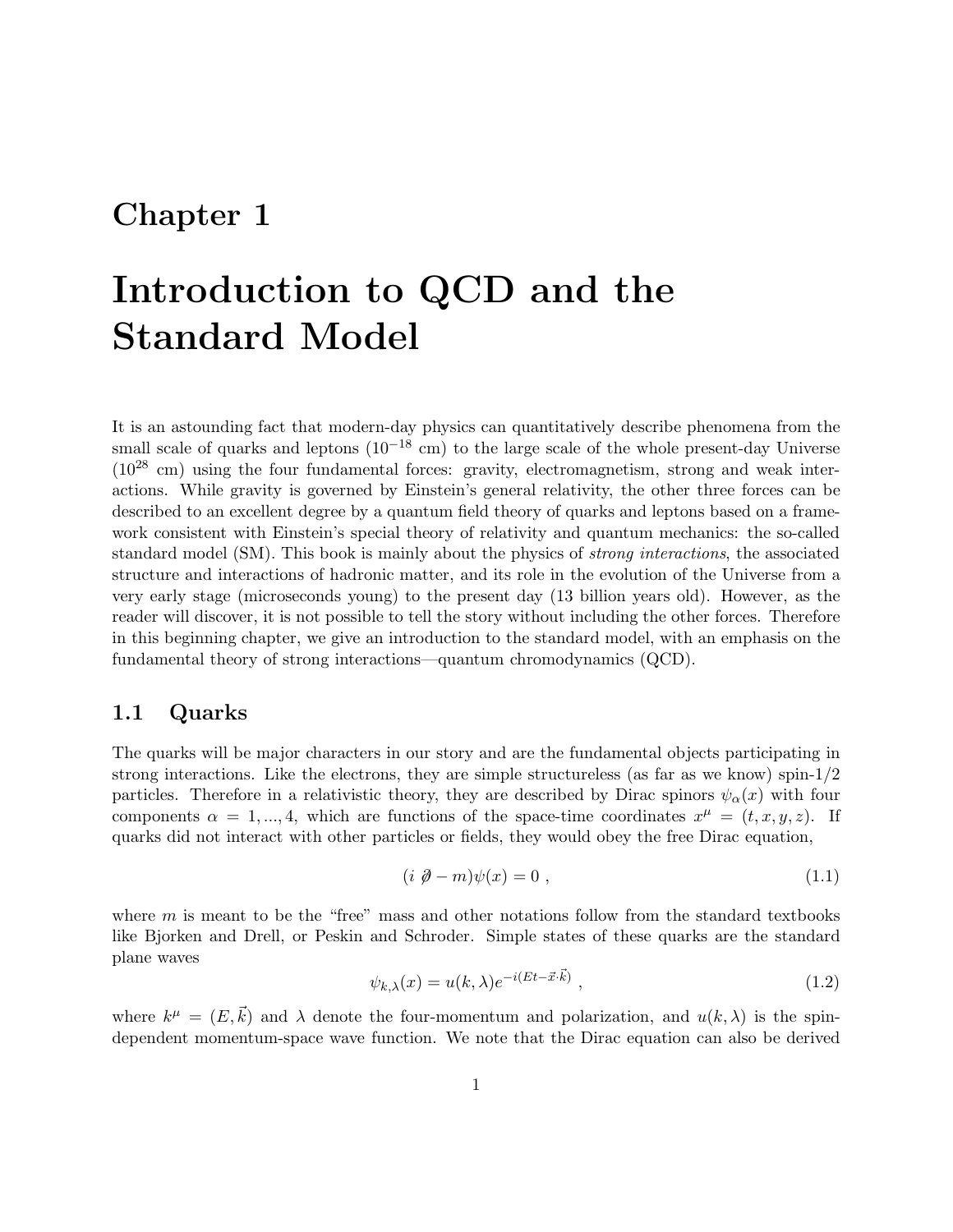# Chapter 1

# Introduction to QCD and the Standard Model

It is an astounding fact that modern-day physics can quantitatively describe phenomena from the small scale of quarks and leptons ($10^{-18}$ cm) to the large scale of the whole present-day Universe ($10^{28}$ cm) using the four fundamental forces: gravity, electromagnetism, strong and weak interactions. While gravity is governed by Einstein's general relativity, the other three forces can be described to an excellent degree by a quantum field theory of quarks and leptons based on a framework consistent with Einstein's special theory of relativity and quantum mechanics: the so-called standard model (SM). This book is mainly about the physics of *strong interactions*, the associated structure and interactions of hadronic matter, and its role in the evolution of the Universe from a very early stage (microseconds young) to the present day (13 billion years old). However, as the reader will discover, it is not possible to tell the story without including the other forces. Therefore in this beginning chapter, we give an introduction to the standard model, with an emphasis on the fundamental theory of strong interactions—quantum chromodynamics (QCD).

## 1.1 Quarks

The quarks will be major characters in our story and are the fundamental objects participating in strong interactions. Like the electrons, they are simple structureless (as far as we know) spin-1/2 particles. Therefore in a relativistic theory, they are described by Dirac spinors $\psi_\alpha(x)$ with four components $\alpha = 1, ..., 4$, which are functions of the space-time coordinates $x^\mu = (t, x, y, z)$. If quarks did not interact with other particles or fields, they would obey the free Dirac equation,

$$(i \not\partial - m)\psi(x) = 0 \ , \tag{1.1}$$

where $m$ is meant to be the "free" mass and other notations follow from the standard textbooks like Bjorken and Drell, or Peskin and Schroder. Simple states of these quarks are the standard plane waves

$$\psi_{k,\lambda}(x) = u(k, \lambda)e^{-i(Et - \vec{x} \cdot \vec{k})} \ , \tag{1.2}$$

where $k^\mu = (E, \vec{k})$ and $\lambda$ denote the four-momentum and polarization, and $u(k, \lambda)$ is the spin-dependent momentum-space wave function. We note that the Dirac equation can also be derived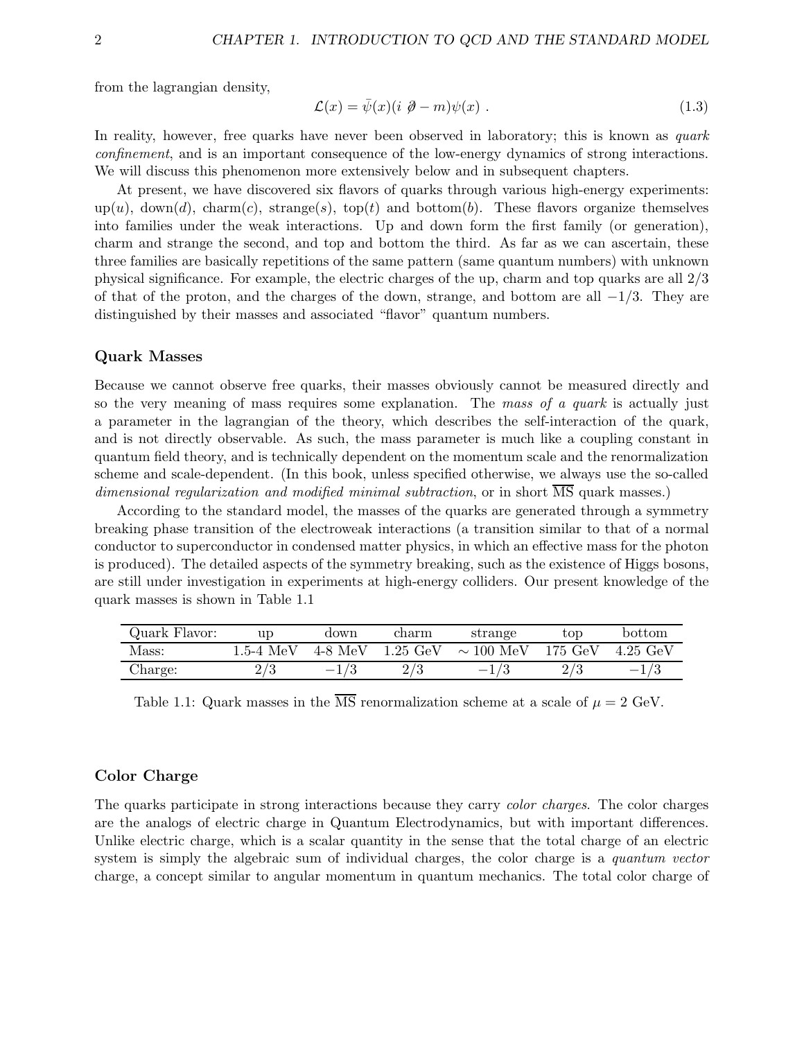from the lagrangian density,

$$\mathcal{L}(x) = \bar{\psi}(x)(i \not\partial - m)\psi(x) \ . \tag{1.3}$$

In reality, however, free quarks have never been observed in laboratory; this is known as *quark confinement*, and is an important consequence of the low-energy dynamics of strong interactions. We will discuss this phenomenon more extensively below and in subsequent chapters.

At present, we have discovered six flavors of quarks through various high-energy experiments: up($u$), down($d$), charm($c$), strange($s$), top($t$) and bottom($b$). These flavors organize themselves into families under the weak interactions. Up and down form the first family (or generation), charm and strange the second, and top and bottom the third. As far as we can ascertain, these three families are basically repetitions of the same pattern (same quantum numbers) with unknown physical significance. For example, the electric charges of the up, charm and top quarks are all 2/3 of that of the proton, and the charges of the down, strange, and bottom are all $-1/3$. They are distinguished by their masses and associated "flavor" quantum numbers.

### Quark Masses

Because we cannot observe free quarks, their masses obviously cannot be measured directly and so the very meaning of mass requires some explanation. The *mass of a quark* is actually just a parameter in the lagrangian of the theory, which describes the self-interaction of the quark, and is not directly observable. As such, the mass parameter is much like a coupling constant in quantum field theory, and is technically dependent on the momentum scale and the renormalization scheme and scale-dependent. (In this book, unless specified otherwise, we always use the so-called *dimensional regularization and modified minimal subtraction*, or in short $\overline{\text{MS}}$ quark masses.)

According to the standard model, the masses of the quarks are generated through a symmetry breaking phase transition of the electroweak interactions (a transition similar to that of a normal conductor to superconductor in condensed matter physics, in which an effective mass for the photon is produced). The detailed aspects of the symmetry breaking, such as the existence of Higgs bosons, are still under investigation in experiments at high-energy colliders. Our present knowledge of the quark masses is shown in Table 1.1

| Quark Flavor: | up | down | charm | strange | top | bottom |
|---|---|---|---|---|---|---|
| Mass: | 1.5-4 MeV | 4-8 MeV | 1.25 GeV | $\sim 100$ MeV | 175 GeV | 4.25 GeV |
| Charge: | $2/3$ | $-1/3$ | $2/3$ | $-1/3$ | $2/3$ | $-1/3$ |

Table 1.1: Quark masses in the $\overline{\text{MS}}$ renormalization scheme at a scale of $\mu = 2$ GeV.

### Color Charge

The quarks participate in strong interactions because they carry *color charges*. The color charges are the analogs of electric charge in Quantum Electrodynamics, but with important differences. Unlike electric charge, which is a scalar quantity in the sense that the total charge of an electric system is simply the algebraic sum of individual charges, the color charge is a *quantum vector* charge, a concept similar to angular momentum in quantum mechanics. The total color charge of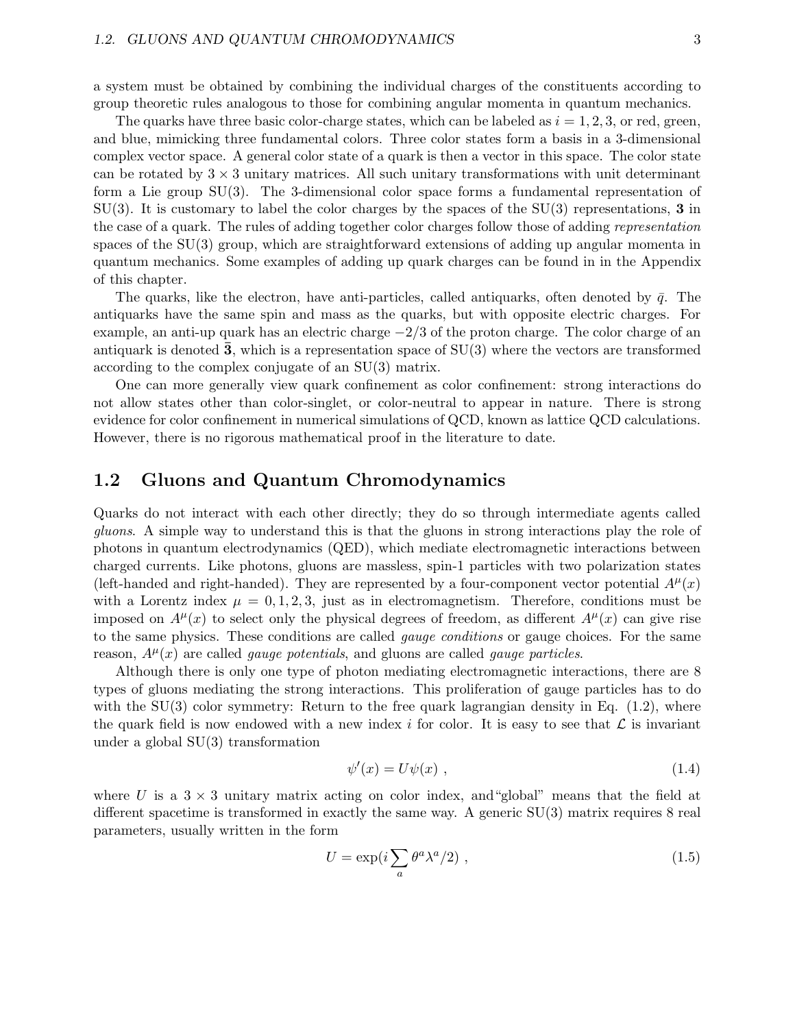a system must be obtained by combining the individual charges of the constituents according to group theoretic rules analogous to those for combining angular momenta in quantum mechanics.

The quarks have three basic color-charge states, which can be labeled as $i = 1, 2, 3$, or red, green, and blue, mimicking three fundamental colors. Three color states form a basis in a 3-dimensional complex vector space. A general color state of a quark is then a vector in this space. The color state can be rotated by $3 \times 3$ unitary matrices. All such unitary transformations with unit determinant form a Lie group SU(3). The 3-dimensional color space forms a fundamental representation of SU(3). It is customary to label the color charges by the spaces of the SU(3) representations, **3** in the case of a quark. The rules of adding together color charges follow those of adding *representation* spaces of the SU(3) group, which are straightforward extensions of adding up angular momenta in quantum mechanics. Some examples of adding up quark charges can be found in in the Appendix of this chapter.

The quarks, like the electron, have anti-particles, called antiquarks, often denoted by $\bar{q}$. The antiquarks have the same spin and mass as the quarks, but with opposite electric charges. For example, an anti-up quark has an electric charge $-2/3$ of the proton charge. The color charge of an antiquark is denoted $\bar{\mathbf{3}}$, which is a representation space of SU(3) where the vectors are transformed according to the complex conjugate of an SU(3) matrix.

One can more generally view quark confinement as color confinement: strong interactions do not allow states other than color-singlet, or color-neutral to appear in nature. There is strong evidence for color confinement in numerical simulations of QCD, known as lattice QCD calculations. However, there is no rigorous mathematical proof in the literature to date.

## 1.2 Gluons and Quantum Chromodynamics

Quarks do not interact with each other directly; they do so through intermediate agents called *gluons*. A simple way to understand this is that the gluons in strong interactions play the role of photons in quantum electrodynamics (QED), which mediate electromagnetic interactions between charged currents. Like photons, gluons are massless, spin-1 particles with two polarization states (left-handed and right-handed). They are represented by a four-component vector potential $A^\mu(x)$ with a Lorentz index $\mu = 0, 1, 2, 3$, just as in electromagnetism. Therefore, conditions must be imposed on $A^\mu(x)$ to select only the physical degrees of freedom, as different $A^\mu(x)$ can give rise to the same physics. These conditions are called *gauge conditions* or gauge choices. For the same reason, $A^\mu(x)$ are called *gauge potentials*, and gluons are called *gauge particles*.

Although there is only one type of photon mediating electromagnetic interactions, there are 8 types of gluons mediating the strong interactions. This proliferation of gauge particles has to do with the SU(3) color symmetry: Return to the free quark lagrangian density in Eq. (1.2), where the quark field is now endowed with a new index $i$ for color. It is easy to see that $\mathcal{L}$ is invariant under a global SU(3) transformation

$$\psi'(x) = U\psi(x) \ , \tag{1.4}$$

where $U$ is a $3 \times 3$ unitary matrix acting on color index, and"global" means that the field at different spacetime is transformed in exactly the same way. A generic SU(3) matrix requires 8 real parameters, usually written in the form

$$U = \exp(i \sum_a \theta^a \lambda^a / 2) \ , \tag{1.5}$$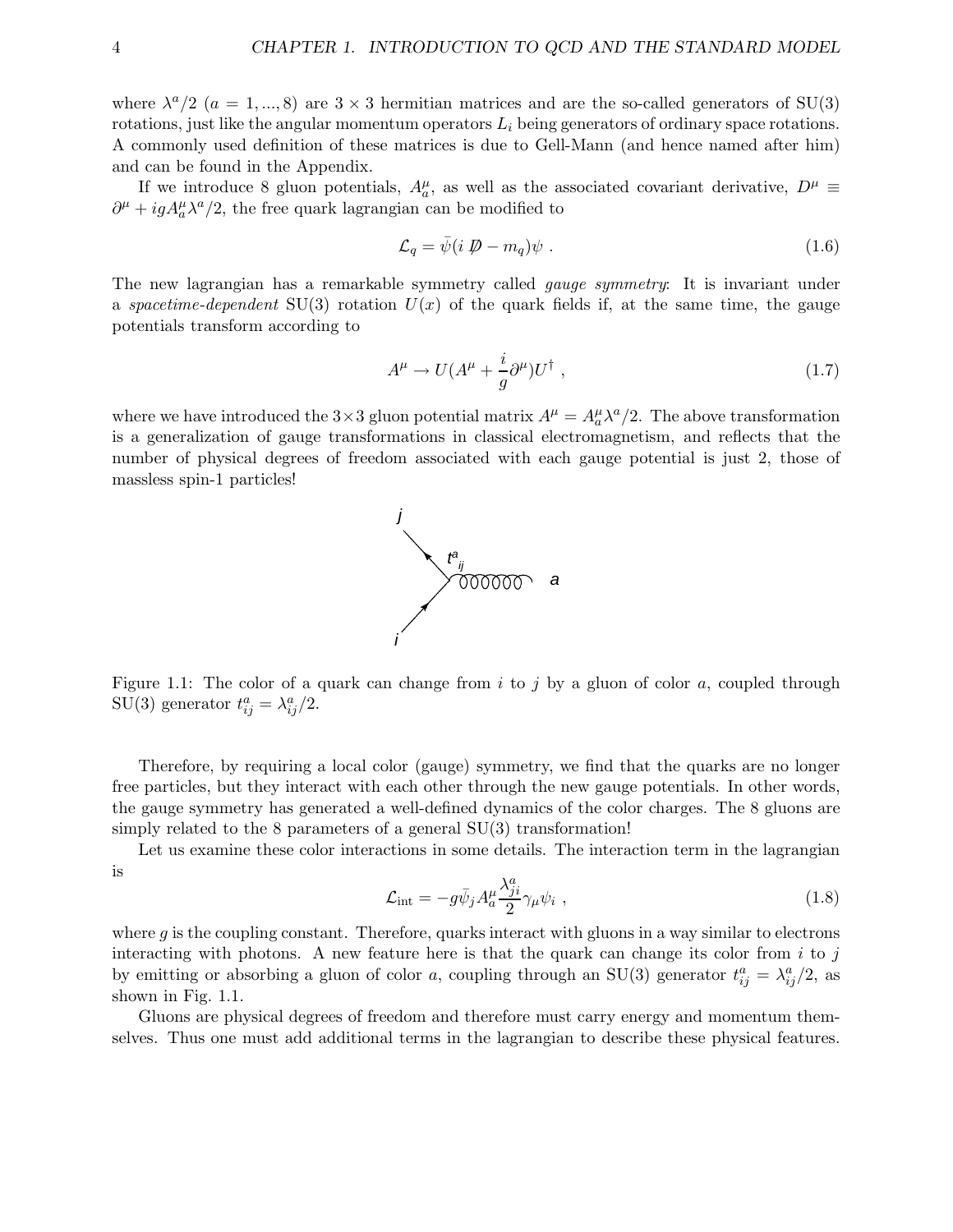where $\lambda^a/2$ ($a = 1, ..., 8$) are $3 \times 3$ hermitian matrices and are the so-called generators of SU(3) rotations, just like the angular momentum operators $L_i$ being generators of ordinary space rotations. A commonly used definition of these matrices is due to Gell-Mann (and hence named after him) and can be found in the Appendix.

If we introduce 8 gluon potentials, $A_a^\mu$, as well as the associated covariant derivative, $D^\mu \equiv \partial^\mu + igA_a^\mu \lambda^a/2$, the free quark lagrangian can be modified to

$$\mathcal{L}_q = \bar{\psi}(i\not{D} - m_q)\psi \ . \tag{1.6}$$

The new lagrangian has a remarkable symmetry called *gauge symmetry*: It is invariant under a *spacetime-dependent* SU(3) rotation $U(x)$ of the quark fields if, at the same time, the gauge potentials transform according to

$$A^\mu \to U(A^\mu + \frac{i}{g}\partial^\mu)U^\dagger \ , \tag{1.7}$$

where we have introduced the $3\times3$ gluon potential matrix $A^\mu = A_a^\mu \lambda^a/2$. The above transformation is a generalization of gauge transformations in classical electromagnetism, and reflects that the number of physical degrees of freedom associated with each gauge potential is just 2, those of massless spin-1 particles!

Figure 1.1: The color of a quark can change from $i$ to $j$ by a gluon of color $a$, coupled through SU(3) generator $t_{ij}^a = \lambda_{ij}^a/2$.

Therefore, by requiring a local color (gauge) symmetry, we find that the quarks are no longer free particles, but they interact with each other through the new gauge potentials. In other words, the gauge symmetry has generated a well-defined dynamics of the color charges. The 8 gluons are simply related to the 8 parameters of a general SU(3) transformation!

Let us examine these color interactions in some details. The interaction term in the lagrangian is

$$\mathcal{L}_{\rm int} = -g\bar{\psi}_j A_a^\mu \frac{\lambda_{ji}^a}{2}\gamma_\mu \psi_i \ , \tag{1.8}$$

where $g$ is the coupling constant. Therefore, quarks interact with gluons in a way similar to electrons interacting with photons. A new feature here is that the quark can change its color from $i$ to $j$ by emitting or absorbing a gluon of color $a$, coupling through an SU(3) generator $t_{ij}^a = \lambda_{ij}^a/2$, as shown in Fig. 1.1.

Gluons are physical degrees of freedom and therefore must carry energy and momentum themselves. Thus one must add additional terms in the lagrangian to describe these physical features.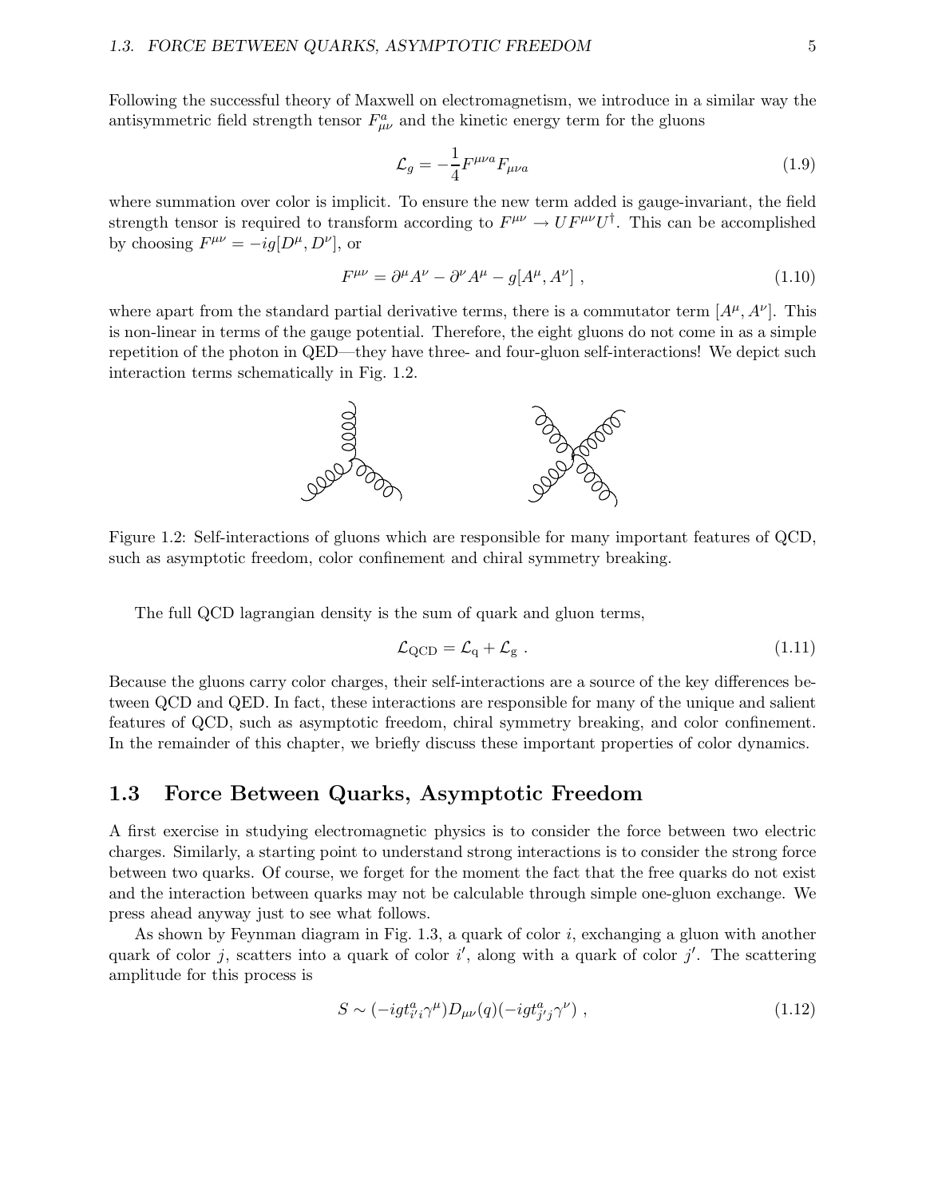Following the successful theory of Maxwell on electromagnetism, we introduce in a similar way the antisymmetric field strength tensor $F^a_{\mu\nu}$ and the kinetic energy term for the gluons

$$\mathcal{L}_g = -\frac{1}{4} F^{\mu\nu a} F_{\mu\nu a} \tag{1.9}$$

where summation over color is implicit. To ensure the new term added is gauge-invariant, the field strength tensor is required to transform according to $F^{\mu\nu} \to U F^{\mu\nu} U^\dagger$. This can be accomplished by choosing $F^{\mu\nu} = -ig[D^\mu, D^\nu]$, or

$$F^{\mu\nu} = \partial^\mu A^\nu - \partial^\nu A^\mu - g[A^\mu, A^\nu] \ , \tag{1.10}$$

where apart from the standard partial derivative terms, there is a commutator term $[A^\mu, A^\nu]$. This is non-linear in terms of the gauge potential. Therefore, the eight gluons do not come in as a simple repetition of the photon in QED—they have three- and four-gluon self-interactions! We depict such interaction terms schematically in Fig. 1.2.

Figure 1.2: Self-interactions of gluons which are responsible for many important features of QCD, such as asymptotic freedom, color confinement and chiral symmetry breaking.

The full QCD lagrangian density is the sum of quark and gluon terms,

$$\mathcal{L}_{\rm QCD} = \mathcal{L}_{\rm q} + \mathcal{L}_{\rm g} \ . \tag{1.11}$$

Because the gluons carry color charges, their self-interactions are a source of the key differences between QCD and QED. In fact, these interactions are responsible for many of the unique and salient features of QCD, such as asymptotic freedom, chiral symmetry breaking, and color confinement. In the remainder of this chapter, we briefly discuss these important properties of color dynamics.

## 1.3 Force Between Quarks, Asymptotic Freedom

A first exercise in studying electromagnetic physics is to consider the force between two electric charges. Similarly, a starting point to understand strong interactions is to consider the strong force between two quarks. Of course, we forget for the moment the fact that the free quarks do not exist and the interaction between quarks may not be calculable through simple one-gluon exchange. We press ahead anyway just to see what follows.

As shown by Feynman diagram in Fig. 1.3, a quark of color $i$, exchanging a gluon with another quark of color $j$, scatters into a quark of color $i'$, along with a quark of color $j'$. The scattering amplitude for this process is

$$S \sim (-igt^a_{i'i}\gamma^\mu) D_{\mu\nu}(q) (-igt^a_{j'j}\gamma^\nu) \ , \tag{1.12}$$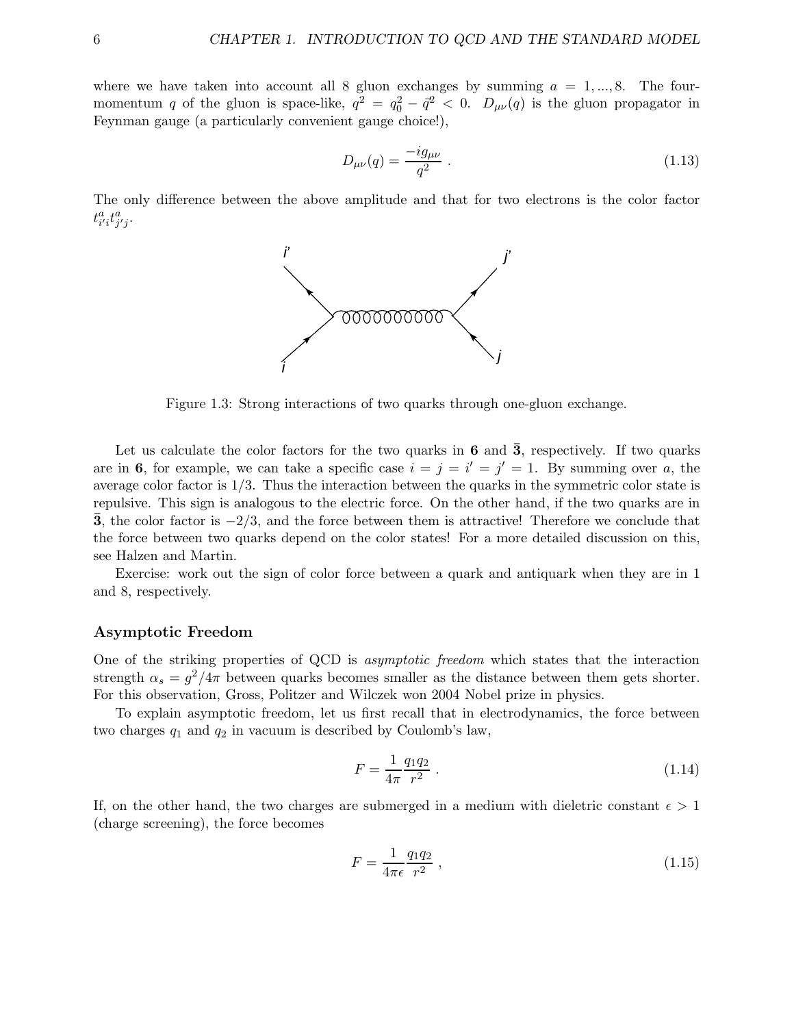where we have taken into account all 8 gluon exchanges by summing $a = 1, ..., 8$. The four-momentum $q$ of the gluon is space-like, $q^2 = q_0^2 - \vec{q}^2 < 0$. $D_{\mu\nu}(q)$ is the gluon propagator in Feynman gauge (a particularly convenient gauge choice!),

$$D_{\mu\nu}(q) = \frac{-ig_{\mu\nu}}{q^2} \; . \tag{1.13}$$

The only difference between the above amplitude and that for two electrons is the color factor $t^a_{i'i} t^a_{j'j}$.

Figure 1.3: Strong interactions of two quarks through one-gluon exchange.

Let us calculate the color factors for the two quarks in **6** and $\bar{\mathbf{3}}$, respectively. If two quarks are in **6**, for example, we can take a specific case $i = j = i' = j' = 1$. By summing over $a$, the average color factor is 1/3. Thus the interaction between the quarks in the symmetric color state is repulsive. This sign is analogous to the electric force. On the other hand, if the two quarks are in $\bar{\mathbf{3}}$, the color factor is $-2/3$, and the force between them is attractive! Therefore we conclude that the force between two quarks depend on the color states! For a more detailed discussion on this, see Halzen and Martin.

Exercise: work out the sign of color force between a quark and antiquark when they are in 1 and 8, respectively.

### Asymptotic Freedom

One of the striking properties of QCD is *asymptotic freedom* which states that the interaction strength $\alpha_s = g^2/4\pi$ between quarks becomes smaller as the distance between them gets shorter. For this observation, Gross, Politzer and Wilczek won 2004 Nobel prize in physics.

To explain asymptotic freedom, let us first recall that in electrodynamics, the force between two charges $q_1$ and $q_2$ in vacuum is described by Coulomb's law,

$$F = \frac{1}{4\pi} \frac{q_1 q_2}{r^2} \; . \tag{1.14}$$

If, on the other hand, the two charges are submerged in a medium with dieletric constant $\epsilon > 1$ (charge screening), the force becomes

$$F = \frac{1}{4\pi\epsilon} \frac{q_1 q_2}{r^2} \; , \tag{1.15}$$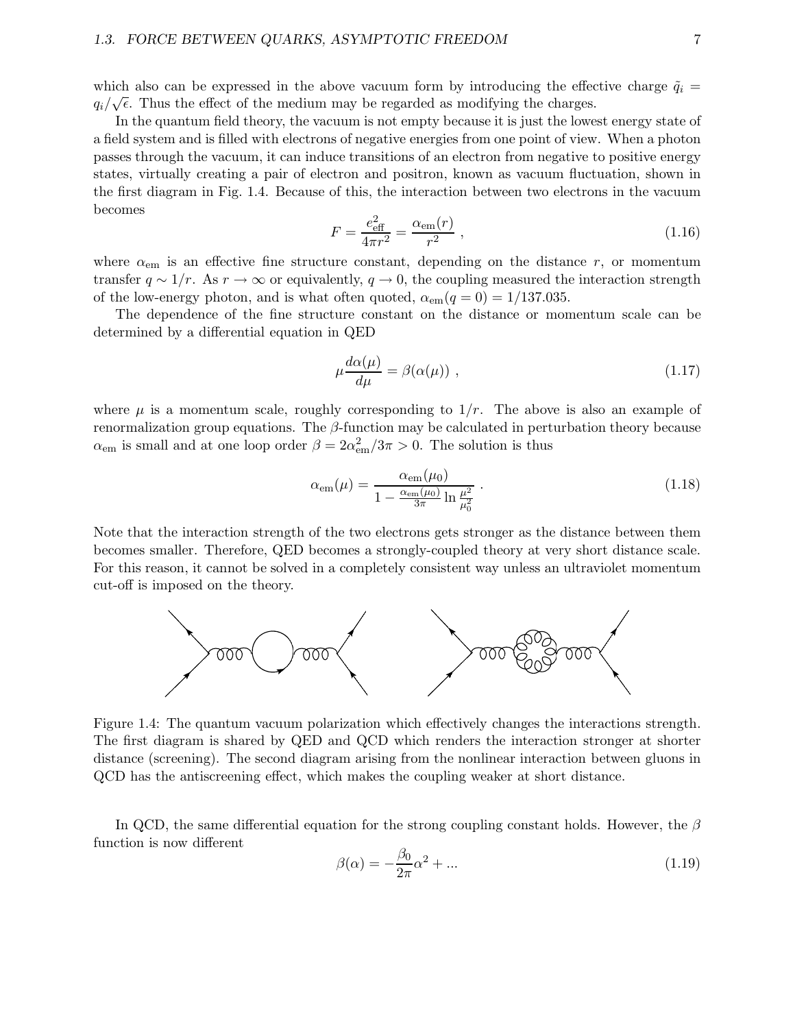which also can be expressed in the above vacuum form by introducing the effective charge $\tilde{q}_i = q_i/\sqrt{\epsilon}$. Thus the effect of the medium may be regarded as modifying the charges.

In the quantum field theory, the vacuum is not empty because it is just the lowest energy state of a field system and is filled with electrons of negative energies from one point of view. When a photon passes through the vacuum, it can induce transitions of an electron from negative to positive energy states, virtually creating a pair of electron and positron, known as vacuum fluctuation, shown in the first diagram in Fig. 1.4. Because of this, the interaction between two electrons in the vacuum becomes

$$F = \frac{e_{\rm eff}^2}{4\pi r^2} = \frac{\alpha_{\rm em}(r)}{r^2} \ , \tag{1.16}$$

where $\alpha_{\rm em}$ is an effective fine structure constant, depending on the distance $r$, or momentum transfer $q \sim 1/r$. As $r \to \infty$ or equivalently, $q \to 0$, the coupling measured the interaction strength of the low-energy photon, and is what often quoted, $\alpha_{\rm em}(q=0) = 1/137.035$.

The dependence of the fine structure constant on the distance or momentum scale can be determined by a differential equation in QED

$$\mu\frac{d\alpha(\mu)}{d\mu} = \beta(\alpha(\mu)) \ , \tag{1.17}$$

where $\mu$ is a momentum scale, roughly corresponding to $1/r$. The above is also an example of renormalization group equations. The $\beta$-function may be calculated in perturbation theory because $\alpha_{\rm em}$ is small and at one loop order $\beta = 2\alpha_{\rm em}^2/3\pi > 0$. The solution is thus

$$\alpha_{\rm em}(\mu) = \frac{\alpha_{\rm em}(\mu_0)}{1 - \frac{\alpha_{\rm em}(\mu_0)}{3\pi}\ln\frac{\mu^2}{\mu_0^2}} \ . \tag{1.18}$$

Note that the interaction strength of the two electrons gets stronger as the distance between them becomes smaller. Therefore, QED becomes a strongly-coupled theory at very short distance scale. For this reason, it cannot be solved in a completely consistent way unless an ultraviolet momentum cut-off is imposed on the theory.

Figure 1.4: The quantum vacuum polarization which effectively changes the interactions strength. The first diagram is shared by QED and QCD which renders the interaction stronger at shorter distance (screening). The second diagram arising from the nonlinear interaction between gluons in QCD has the antiscreening effect, which makes the coupling weaker at short distance.

In QCD, the same differential equation for the strong coupling constant holds. However, the $\beta$ function is now different

$$\beta(\alpha) = -\frac{\beta_0}{2\pi}\alpha^2 + ... \tag{1.19}$$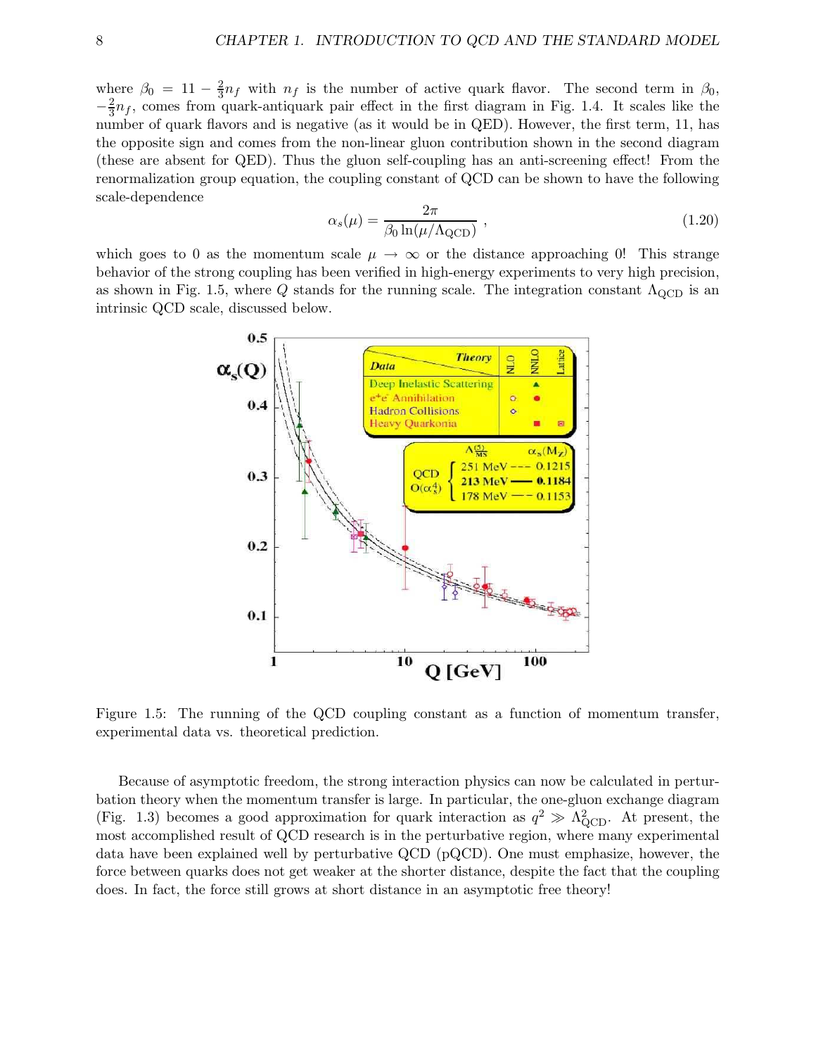where $\beta_0 = 11 - \frac{2}{3}n_f$ with $n_f$ is the number of active quark flavor. The second term in $\beta_0$, $-\frac{2}{3}n_f$, comes from quark-antiquark pair effect in the first diagram in Fig. 1.4. It scales like the number of quark flavors and is negative (as it would be in QED). However, the first term, 11, has the opposite sign and comes from the non-linear gluon contribution shown in the second diagram (these are absent for QED). Thus the gluon self-coupling has an anti-screening effect! From the renormalization group equation, the coupling constant of QCD can be shown to have the following scale-dependence

$$\alpha_s(\mu) = \frac{2\pi}{\beta_0 \ln(\mu/\Lambda_{\rm QCD})} \,, \tag{1.20}$$

which goes to 0 as the momentum scale $\mu \to \infty$ or the distance approaching 0! This strange behavior of the strong coupling has been verified in high-energy experiments to very high precision, as shown in Fig. 1.5, where $Q$ stands for the running scale. The integration constant $\Lambda_{\rm QCD}$ is an intrinsic QCD scale, discussed below.

Figure 1.5: The running of the QCD coupling constant as a function of momentum transfer, experimental data vs. theoretical prediction.

Because of asymptotic freedom, the strong interaction physics can now be calculated in perturbation theory when the momentum transfer is large. In particular, the one-gluon exchange diagram (Fig. 1.3) becomes a good approximation for quark interaction as $q^2 \gg \Lambda^2_{\rm QCD}$. At present, the most accomplished result of QCD research is in the perturbative region, where many experimental data have been explained well by perturbative QCD (pQCD). One must emphasize, however, the force between quarks does not get weaker at the shorter distance, despite the fact that the coupling does. In fact, the force still grows at short distance in an asymptotic free theory!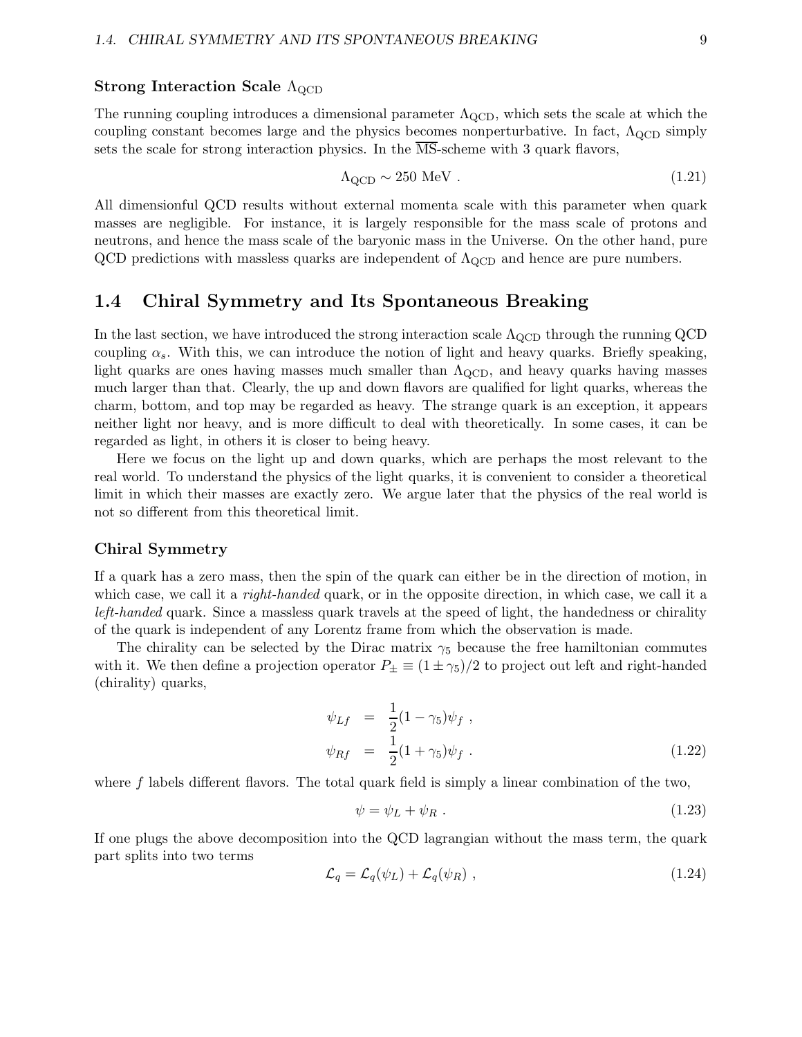### Strong Interaction Scale $\Lambda_{\rm QCD}$

The running coupling introduces a dimensional parameter $\Lambda_{\rm QCD}$, which sets the scale at which the coupling constant becomes large and the physics becomes nonperturbative. In fact, $\Lambda_{\rm QCD}$ simply sets the scale for strong interaction physics. In the $\overline{\rm MS}$-scheme with 3 quark flavors,

$$\Lambda_{\rm QCD} \sim 250 \text{ MeV} . \tag{1.21}$$

All dimensionful QCD results without external momenta scale with this parameter when quark masses are negligible. For instance, it is largely responsible for the mass scale of protons and neutrons, and hence the mass scale of the baryonic mass in the Universe. On the other hand, pure QCD predictions with massless quarks are independent of $\Lambda_{\rm QCD}$ and hence are pure numbers.

## 1.4 Chiral Symmetry and Its Spontaneous Breaking

In the last section, we have introduced the strong interaction scale $\Lambda_{\rm QCD}$ through the running QCD coupling $\alpha_s$. With this, we can introduce the notion of light and heavy quarks. Briefly speaking, light quarks are ones having masses much smaller than $\Lambda_{\rm QCD}$, and heavy quarks having masses much larger than that. Clearly, the up and down flavors are qualified for light quarks, whereas the charm, bottom, and top may be regarded as heavy. The strange quark is an exception, it appears neither light nor heavy, and is more difficult to deal with theoretically. In some cases, it can be regarded as light, in others it is closer to being heavy.

Here we focus on the light up and down quarks, which are perhaps the most relevant to the real world. To understand the physics of the light quarks, it is convenient to consider a theoretical limit in which their masses are exactly zero. We argue later that the physics of the real world is not so different from this theoretical limit.

### Chiral Symmetry

If a quark has a zero mass, then the spin of the quark can either be in the direction of motion, in which case, we call it a *right-handed* quark, or in the opposite direction, in which case, we call it a *left-handed* quark. Since a massless quark travels at the speed of light, the handedness or chirality of the quark is independent of any Lorentz frame from which the observation is made.

The chirality can be selected by the Dirac matrix $\gamma_5$ because the free hamiltonian commutes with it. We then define a projection operator $P_\pm \equiv (1 \pm \gamma_5)/2$ to project out left and right-handed (chirality) quarks,

$$\begin{aligned} \psi_{Lf} &= \frac{1}{2}(1-\gamma_5)\psi_f , \\ \psi_{Rf} &= \frac{1}{2}(1+\gamma_5)\psi_f . \end{aligned} \tag{1.22}$$

where $f$ labels different flavors. The total quark field is simply a linear combination of the two,

$$\psi = \psi_L + \psi_R . \tag{1.23}$$

If one plugs the above decomposition into the QCD lagrangian without the mass term, the quark part splits into two terms

$$\mathcal{L}_q = \mathcal{L}_q(\psi_L) + \mathcal{L}_q(\psi_R) , \tag{1.24}$$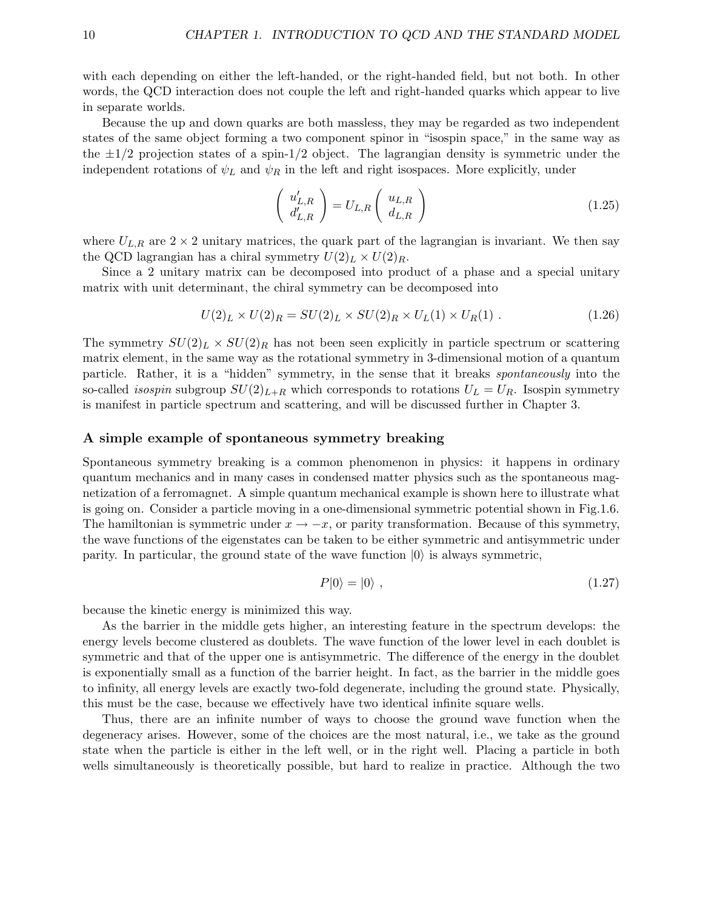with each depending on either the left-handed, or the right-handed field, but not both. In other words, the QCD interaction does not couple the left and right-handed quarks which appear to live in separate worlds.

Because the up and down quarks are both massless, they may be regarded as two independent states of the same object forming a two component spinor in "isospin space," in the same way as the $\pm 1/2$ projection states of a spin-1/2 object. The lagrangian density is symmetric under the independent rotations of $\psi_L$ and $\psi_R$ in the left and right isospaces. More explicitly, under

$$\begin{pmatrix} u'_{L,R} \\ d'_{L,R} \end{pmatrix} = U_{L,R} \begin{pmatrix} u_{L,R} \\ d_{L,R} \end{pmatrix} \tag{1.25}$$

where $U_{L,R}$ are $2 \times 2$ unitary matrices, the quark part of the lagrangian is invariant. We then say the QCD lagrangian has a chiral symmetry $U(2)_L \times U(2)_R$.

Since a 2 unitary matrix can be decomposed into product of a phase and a special unitary matrix with unit determinant, the chiral symmetry can be decomposed into

$$U(2)_L \times U(2)_R = SU(2)_L \times SU(2)_R \times U_L(1) \times U_R(1) \ . \tag{1.26}$$

The symmetry $SU(2)_L \times SU(2)_R$ has not been seen explicitly in particle spectrum or scattering matrix element, in the same way as the rotational symmetry in 3-dimensional motion of a quantum particle. Rather, it is a "hidden" symmetry, in the sense that it breaks *spontaneously* into the so-called *isospin* subgroup $SU(2)_{L+R}$ which corresponds to rotations $U_L = U_R$. Isospin symmetry is manifest in particle spectrum and scattering, and will be discussed further in Chapter 3.

### A simple example of spontaneous symmetry breaking

Spontaneous symmetry breaking is a common phenomenon in physics: it happens in ordinary quantum mechanics and in many cases in condensed matter physics such as the spontaneous magnetization of a ferromagnet. A simple quantum mechanical example is shown here to illustrate what is going on. Consider a particle moving in a one-dimensional symmetric potential shown in Fig.1.6. The hamiltonian is symmetric under $x \to -x$, or parity transformation. Because of this symmetry, the wave functions of the eigenstates can be taken to be either symmetric and antisymmetric under parity. In particular, the ground state of the wave function $|0\rangle$ is always symmetric,

$$P|0\rangle = |0\rangle \ , \tag{1.27}$$

because the kinetic energy is minimized this way.

As the barrier in the middle gets higher, an interesting feature in the spectrum develops: the energy levels become clustered as doublets. The wave function of the lower level in each doublet is symmetric and that of the upper one is antisymmetric. The difference of the energy in the doublet is exponentially small as a function of the barrier height. In fact, as the barrier in the middle goes to infinity, all energy levels are exactly two-fold degenerate, including the ground state. Physically, this must be the case, because we effectively have two identical infinite square wells.

Thus, there are an infinite number of ways to choose the ground wave function when the degeneracy arises. However, some of the choices are the most natural, i.e., we take as the ground state when the particle is either in the left well, or in the right well. Placing a particle in both wells simultaneously is theoretically possible, but hard to realize in practice. Although the two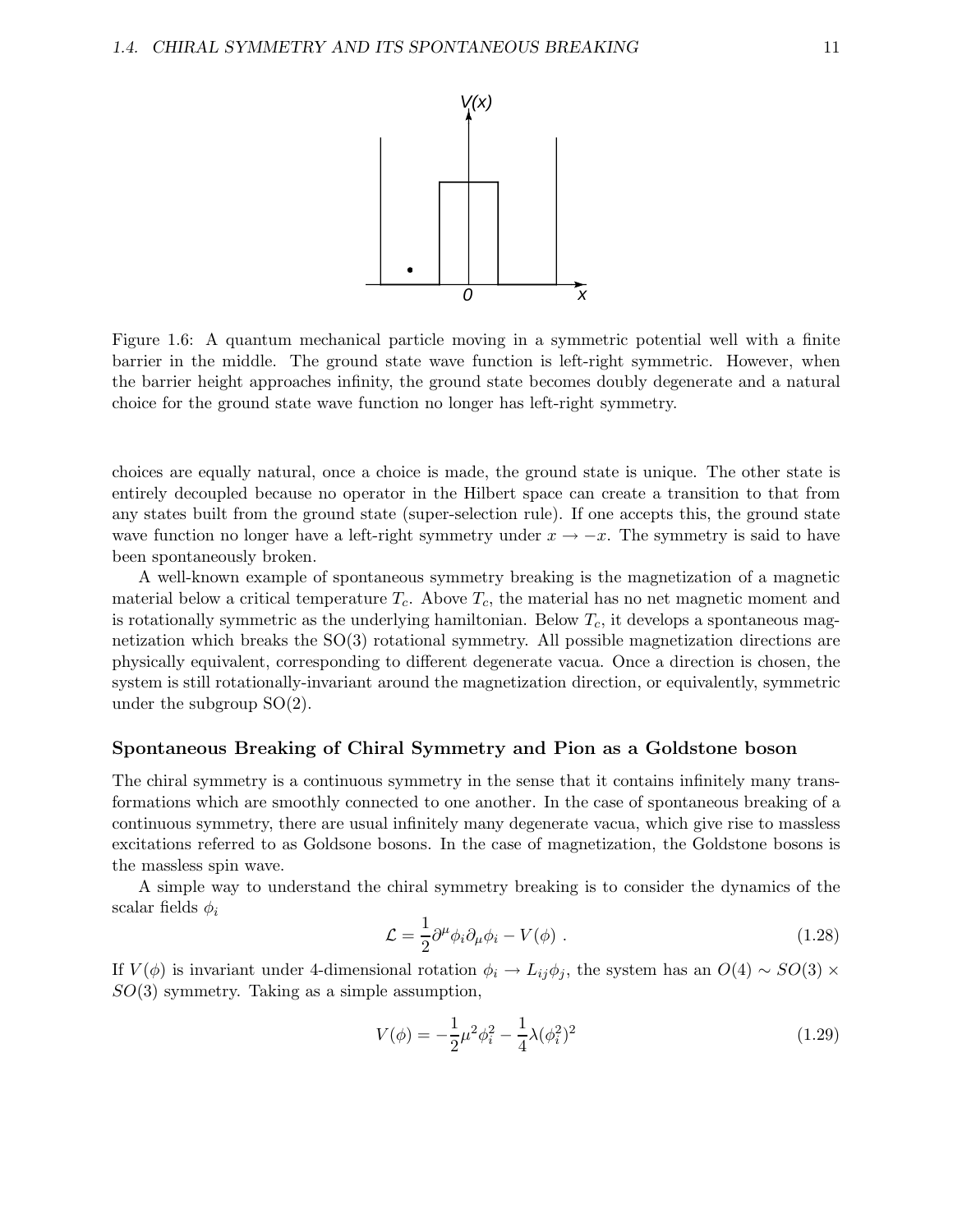Figure 1.6: A quantum mechanical particle moving in a symmetric potential well with a finite barrier in the middle. The ground state wave function is left-right symmetric. However, when the barrier height approaches infinity, the ground state becomes doubly degenerate and a natural choice for the ground state wave function no longer has left-right symmetry.

choices are equally natural, once a choice is made, the ground state is unique. The other state is entirely decoupled because no operator in the Hilbert space can create a transition to that from any states built from the ground state (super-selection rule). If one accepts this, the ground state wave function no longer have a left-right symmetry under $x \to -x$. The symmetry is said to have been spontaneously broken.

A well-known example of spontaneous symmetry breaking is the magnetization of a magnetic material below a critical temperature $T_c$. Above $T_c$, the material has no net magnetic moment and is rotationally symmetric as the underlying hamiltonian. Below $T_c$, it develops a spontaneous magnetization which breaks the SO(3) rotational symmetry. All possible magnetization directions are physically equivalent, corresponding to different degenerate vacua. Once a direction is chosen, the system is still rotationally-invariant around the magnetization direction, or equivalently, symmetric under the subgroup SO(2).

### Spontaneous Breaking of Chiral Symmetry and Pion as a Goldstone boson

The chiral symmetry is a continuous symmetry in the sense that it contains infinitely many transformations which are smoothly connected to one another. In the case of spontaneous breaking of a continuous symmetry, there are usual infinitely many degenerate vacua, which give rise to massless excitations referred to as Goldsone bosons. In the case of magnetization, the Goldstone bosons is the massless spin wave.

A simple way to understand the chiral symmetry breaking is to consider the dynamics of the scalar fields $\phi_i$

$$\mathcal{L} = \frac{1}{2}\partial^\mu \phi_i \partial_\mu \phi_i - V(\phi) \ . \tag{1.28}$$

If $V(\phi)$ is invariant under 4-dimensional rotation $\phi_i \to L_{ij}\phi_j$, the system has an $O(4) \sim SO(3) \times SO(3)$ symmetry. Taking as a simple assumption,

$$V(\phi) = -\frac{1}{2}\mu^2 \phi_i^2 - \frac{1}{4}\lambda(\phi_i^2)^2 \tag{1.29}$$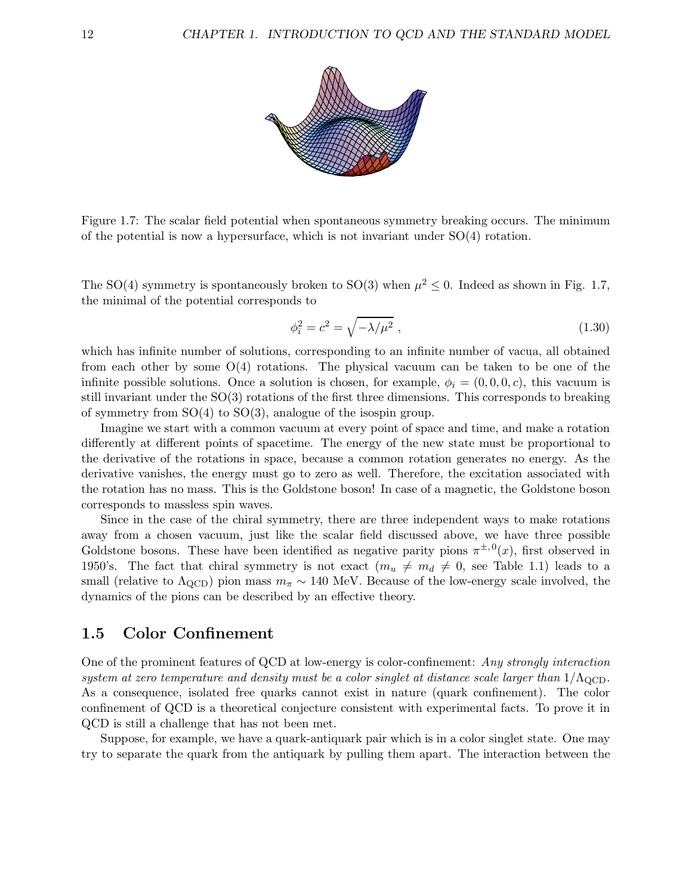Figure 1.7: The scalar field potential when spontaneous symmetry breaking occurs. The minimum of the potential is now a hypersurface, which is not invariant under SO(4) rotation.

The SO(4) symmetry is spontaneously broken to SO(3) when $\mu^2 \leq 0$. Indeed as shown in Fig. 1.7, the minimal of the potential corresponds to

$$\phi_i^2 = c^2 = \sqrt{-\lambda/\mu^2} \; , \tag{1.30}$$

which has infinite number of solutions, corresponding to an infinite number of vacua, all obtained from each other by some O(4) rotations. The physical vacuum can be taken to be one of the infinite possible solutions. Once a solution is chosen, for example, $\phi_i = (0, 0, 0, c)$, this vacuum is still invariant under the SO(3) rotations of the first three dimensions. This corresponds to breaking of symmetry from SO(4) to SO(3), analogue of the isospin group.

Imagine we start with a common vacuum at every point of space and time, and make a rotation differently at different points of spacetime. The energy of the new state must be proportional to the derivative of the rotations in space, because a common rotation generates no energy. As the derivative vanishes, the energy must go to zero as well. Therefore, the excitation associated with the rotation has no mass. This is the Goldstone boson! In case of a magnetic, the Goldstone boson corresponds to massless spin waves.

Since in the case of the chiral symmetry, there are three independent ways to make rotations away from a chosen vacuum, just like the scalar field discussed above, we have three possible Goldstone bosons. These have been identified as negative parity pions $\pi^{\pm,0}(x)$, first observed in 1950's. The fact that chiral symmetry is not exact ($m_u \neq m_d \neq 0$, see Table 1.1) leads to a small (relative to $\Lambda_{\rm QCD}$) pion mass $m_\pi \sim 140$ MeV. Because of the low-energy scale involved, the dynamics of the pions can be described by an effective theory.

## 1.5 Color Confinement

One of the prominent features of QCD at low-energy is color-confinement: *Any strongly interaction system at zero temperature and density must be a color singlet at distance scale larger than* $1/\Lambda_{\rm QCD}$. As a consequence, isolated free quarks cannot exist in nature (quark confinement). The color confinement of QCD is a theoretical conjecture consistent with experimental facts. To prove it in QCD is still a challenge that has not been met.

Suppose, for example, we have a quark-antiquark pair which is in a color singlet state. One may try to separate the quark from the antiquark by pulling them apart. The interaction between the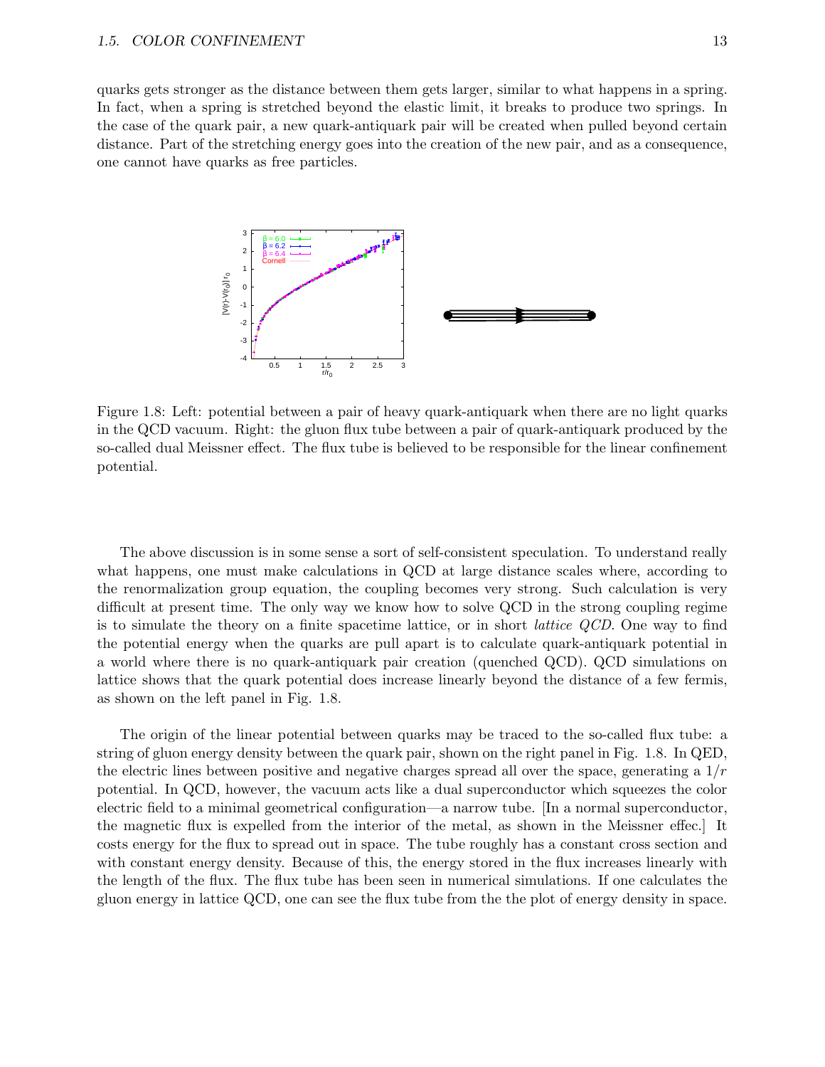quarks gets stronger as the distance between them gets larger, similar to what happens in a spring. In fact, when a spring is stretched beyond the elastic limit, it breaks to produce two springs. In the case of the quark pair, a new quark-antiquark pair will be created when pulled beyond certain distance. Part of the stretching energy goes into the creation of the new pair, and as a consequence, one cannot have quarks as free particles.

Figure 1.8: Left: potential between a pair of heavy quark-antiquark when there are no light quarks in the QCD vacuum. Right: the gluon flux tube between a pair of quark-antiquark produced by the so-called dual Meissner effect. The flux tube is believed to be responsible for the linear confinement potential.

The above discussion is in some sense a sort of self-consistent speculation. To understand really what happens, one must make calculations in QCD at large distance scales where, according to the renormalization group equation, the coupling becomes very strong. Such calculation is very difficult at present time. The only way we know how to solve QCD in the strong coupling regime is to simulate the theory on a finite spacetime lattice, or in short *lattice QCD*. One way to find the potential energy when the quarks are pull apart is to calculate quark-antiquark potential in a world where there is no quark-antiquark pair creation (quenched QCD). QCD simulations on lattice shows that the quark potential does increase linearly beyond the distance of a few fermis, as shown on the left panel in Fig. 1.8.

The origin of the linear potential between quarks may be traced to the so-called flux tube: a string of gluon energy density between the quark pair, shown on the right panel in Fig. 1.8. In QED, the electric lines between positive and negative charges spread all over the space, generating a $1/r$ potential. In QCD, however, the vacuum acts like a dual superconductor which squeezes the color electric field to a minimal geometrical configuration—a narrow tube. [In a normal superconductor, the magnetic flux is expelled from the interior of the metal, as shown in the Meissner effec.] It costs energy for the flux to spread out in space. The tube roughly has a constant cross section and with constant energy density. Because of this, the energy stored in the flux increases linearly with the length of the flux. The flux tube has been seen in numerical simulations. If one calculates the gluon energy in lattice QCD, one can see the flux tube from the the plot of energy density in space.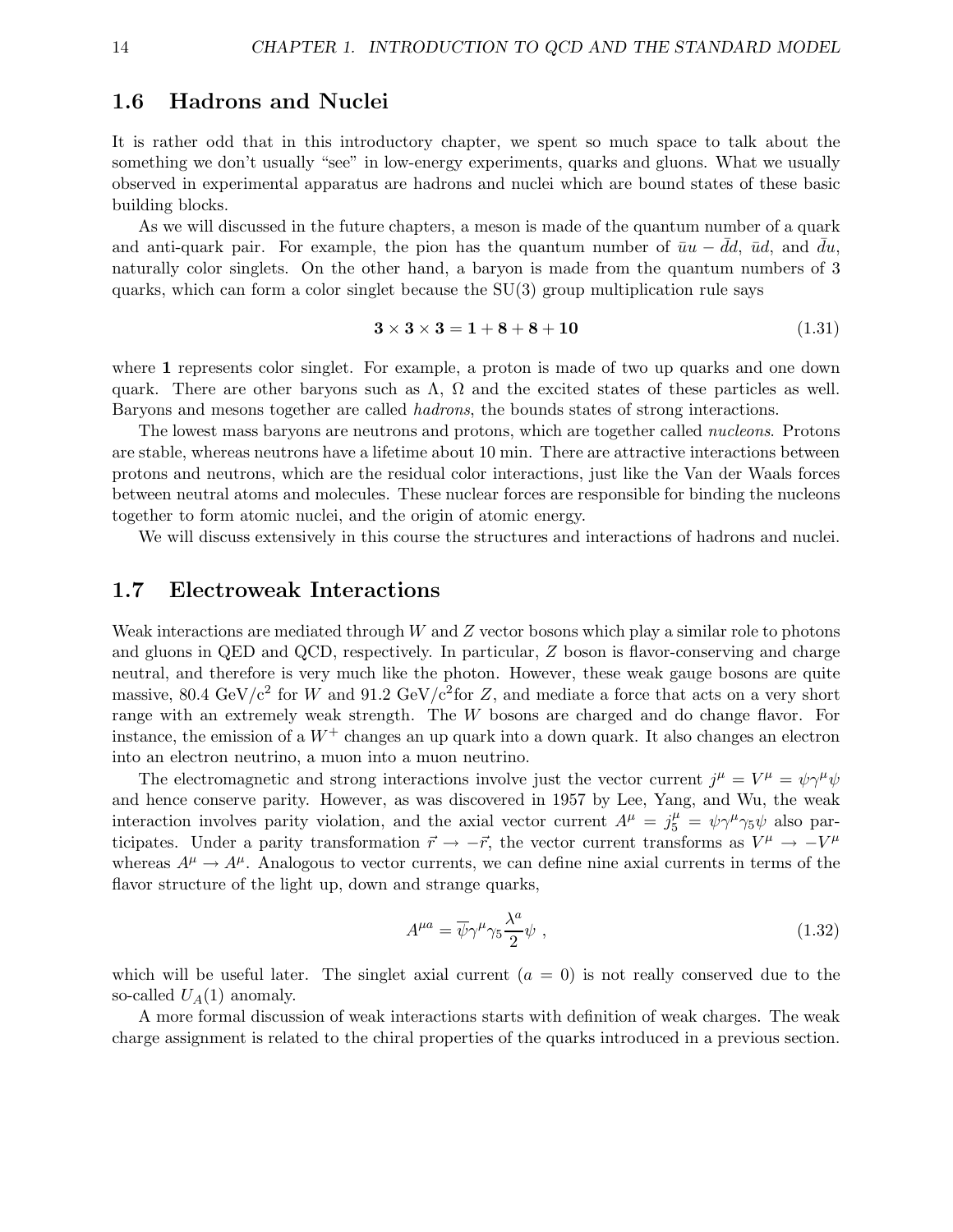## 1.6 Hadrons and Nuclei

It is rather odd that in this introductory chapter, we spent so much space to talk about the something we don't usually "see" in low-energy experiments, quarks and gluons. What we usually observed in experimental apparatus are hadrons and nuclei which are bound states of these basic building blocks.

As we will discussed in the future chapters, a meson is made of the quantum number of a quark and anti-quark pair. For example, the pion has the quantum number of $\bar{u}u - \bar{d}d$, $\bar{u}d$, and $\bar{d}u$, naturally color singlets. On the other hand, a baryon is made from the quantum numbers of 3 quarks, which can form a color singlet because the SU(3) group multiplication rule says

$$\mathbf{3} \times \mathbf{3} \times \mathbf{3} = \mathbf{1} + \mathbf{8} + \mathbf{8} + \mathbf{10} \tag{1.31}$$

where $\mathbf{1}$ represents color singlet. For example, a proton is made of two up quarks and one down quark. There are other baryons such as $\Lambda$, $\Omega$ and the excited states of these particles as well. Baryons and mesons together are called *hadrons*, the bounds states of strong interactions.

The lowest mass baryons are neutrons and protons, which are together called *nucleons*. Protons are stable, whereas neutrons have a lifetime about 10 min. There are attractive interactions between protons and neutrons, which are the residual color interactions, just like the Van der Waals forces between neutral atoms and molecules. These nuclear forces are responsible for binding the nucleons together to form atomic nuclei, and the origin of atomic energy.

We will discuss extensively in this course the structures and interactions of hadrons and nuclei.

## 1.7 Electroweak Interactions

Weak interactions are mediated through $W$ and $Z$ vector bosons which play a similar role to photons and gluons in QED and QCD, respectively. In particular, $Z$ boson is flavor-conserving and charge neutral, and therefore is very much like the photon. However, these weak gauge bosons are quite massive, 80.4 GeV/c$^2$ for $W$ and 91.2 GeV/c$^2$for $Z$, and mediate a force that acts on a very short range with an extremely weak strength. The $W$ bosons are charged and do change flavor. For instance, the emission of a $W^+$ changes an up quark into a down quark. It also changes an electron into an electron neutrino, a muon into a muon neutrino.

The electromagnetic and strong interactions involve just the vector current $j^\mu = V^\mu = \psi\gamma^\mu\psi$ and hence conserve parity. However, as was discovered in 1957 by Lee, Yang, and Wu, the weak interaction involves parity violation, and the axial vector current $A^\mu = j_5^\mu = \psi\gamma^\mu\gamma_5\psi$ also participates. Under a parity transformation $\vec{r} \to -\vec{r}$, the vector current transforms as $V^\mu \to -V^\mu$ whereas $A^\mu \to A^\mu$. Analogous to vector currents, we can define nine axial currents in terms of the flavor structure of the light up, down and strange quarks,

$$A^{\mu a} = \overline{\psi}\gamma^\mu\gamma_5\frac{\lambda^a}{2}\psi \ , \tag{1.32}$$

which will be useful later. The singlet axial current ($a = 0$) is not really conserved due to the so-called $U_A(1)$ anomaly.

A more formal discussion of weak interactions starts with definition of weak charges. The weak charge assignment is related to the chiral properties of the quarks introduced in a previous section.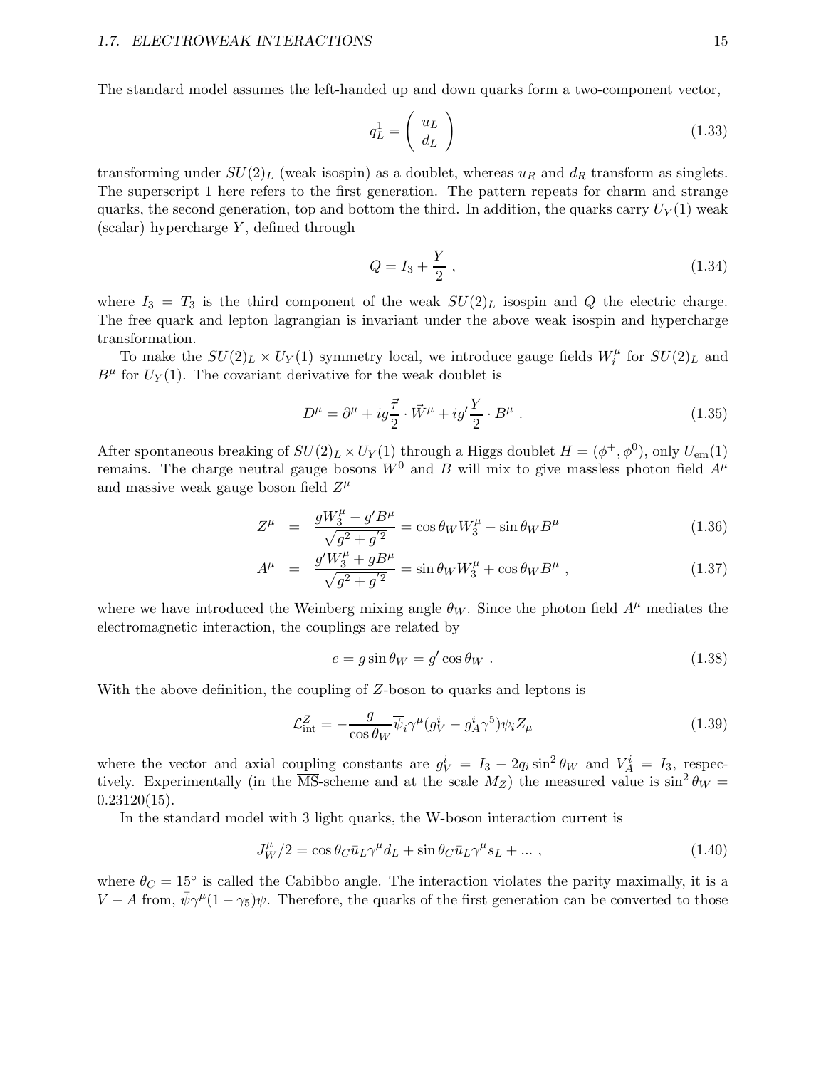The standard model assumes the left-handed up and down quarks form a two-component vector,

$$q_L^1 = \begin{pmatrix} u_L \\ d_L \end{pmatrix} \tag{1.33}$$

transforming under $SU(2)_L$ (weak isospin) as a doublet, whereas $u_R$ and $d_R$ transform as singlets. The superscript 1 here refers to the first generation. The pattern repeats for charm and strange quarks, the second generation, top and bottom the third. In addition, the quarks carry $U_Y(1)$ weak (scalar) hypercharge $Y$, defined through

$$Q = I_3 + \frac{Y}{2} \ , \tag{1.34}$$

where $I_3 = T_3$ is the third component of the weak $SU(2)_L$ isospin and $Q$ the electric charge. The free quark and lepton lagrangian is invariant under the above weak isospin and hypercharge transformation.

To make the $SU(2)_L \times U_Y(1)$ symmetry local, we introduce gauge fields $W_i^\mu$ for $SU(2)_L$ and $B^\mu$ for $U_Y(1)$. The covariant derivative for the weak doublet is

$$D^\mu = \partial^\mu + ig\frac{\vec{\tau}}{2}\cdot\vec{W}^\mu + ig'\frac{Y}{2}\cdot B^\mu \ . \tag{1.35}$$

After spontaneous breaking of $SU(2)_L \times U_Y(1)$ through a Higgs doublet $H = (\phi^+, \phi^0)$, only $U_{\rm em}(1)$ remains. The charge neutral gauge bosons $W^0$ and $B$ will mix to give massless photon field $A^\mu$ and massive weak gauge boson field $Z^\mu$

$$Z^\mu = \frac{gW_3^\mu - g'B^\mu}{\sqrt{g^2 + g'^2}} = \cos\theta_W W_3^\mu - \sin\theta_W B^\mu \tag{1.36}$$

$$A^\mu = \frac{g'W_3^\mu + gB^\mu}{\sqrt{g^2 + g'^2}} = \sin\theta_W W_3^\mu + \cos\theta_W B^\mu \ , \tag{1.37}$$

where we have introduced the Weinberg mixing angle $\theta_W$. Since the photon field $A^\mu$ mediates the electromagnetic interaction, the couplings are related by

$$e = g\sin\theta_W = g'\cos\theta_W \ . \tag{1.38}$$

With the above definition, the coupling of $Z$-boson to quarks and leptons is

$$\mathcal{L}_{\rm int}^Z = -\frac{g}{\cos\theta_W}\overline{\psi}_i\gamma^\mu(g_V^i - g_A^i\gamma^5)\psi_i Z_\mu \tag{1.39}$$

where the vector and axial coupling constants are $g_V^i = I_3 - 2q_i\sin^2\theta_W$ and $V_A^i = I_3$, respectively. Experimentally (in the $\overline{\rm MS}$-scheme and at the scale $M_Z$) the measured value is $\sin^2\theta_W = 0.23120(15)$.

In the standard model with 3 light quarks, the W-boson interaction current is

$$J_W^\mu/2 = \cos\theta_C\bar{u}_L\gamma^\mu d_L + \sin\theta_C\bar{u}_L\gamma^\mu s_L + \ldots \ , \tag{1.40}$$

where $\theta_C = 15^\circ$ is called the Cabibbo angle. The interaction violates the parity maximally, it is a $V - A$ from, $\bar{\psi}\gamma^\mu(1-\gamma_5)\psi$. Therefore, the quarks of the first generation can be converted to those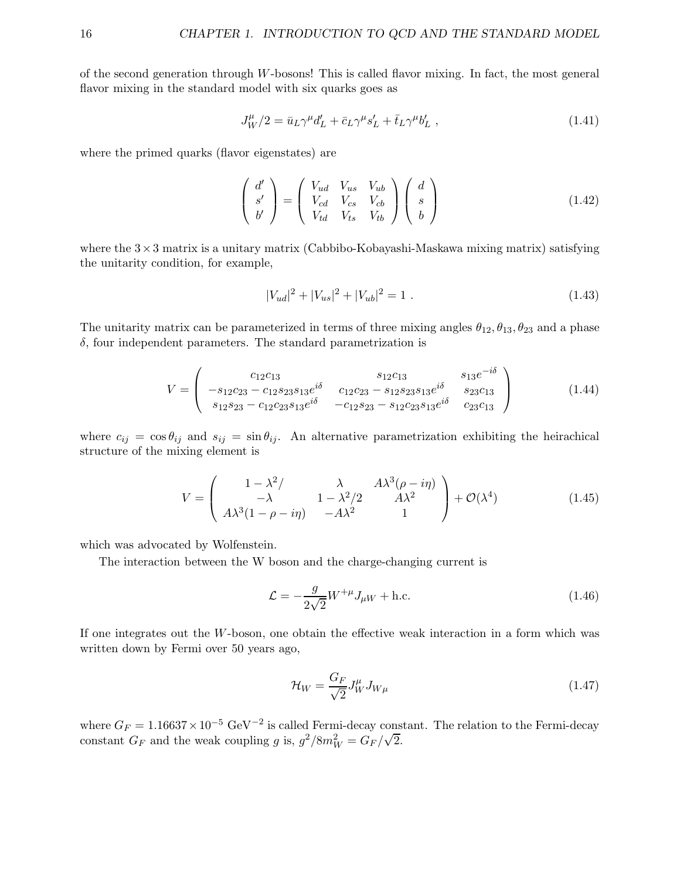of the second generation through $W$-bosons! This is called flavor mixing. In fact, the most general flavor mixing in the standard model with six quarks goes as

$$J_W^\mu/2 = \bar{u}_L\gamma^\mu d'_L + \bar{c}_L\gamma^\mu s'_L + \bar{t}_L\gamma^\mu b'_L \ , \tag{1.41}$$

where the primed quarks (flavor eigenstates) are

$$\begin{pmatrix} d' \\ s' \\ b' \end{pmatrix} = \begin{pmatrix} V_{ud} & V_{us} & V_{ub} \\ V_{cd} & V_{cs} & V_{cb} \\ V_{td} & V_{ts} & V_{tb} \end{pmatrix} \begin{pmatrix} d \\ s \\ b \end{pmatrix} \tag{1.42}$$

where the $3\times3$ matrix is a unitary matrix (Cabbibo-Kobayashi-Maskawa mixing matrix) satisfying the unitarity condition, for example,

$$|V_{ud}|^2 + |V_{us}|^2 + |V_{ub}|^2 = 1 \ . \tag{1.43}$$

The unitarity matrix can be parameterized in terms of three mixing angles $\theta_{12}, \theta_{13}, \theta_{23}$ and a phase $\delta$, four independent parameters. The standard parametrization is

$$V = \begin{pmatrix} c_{12}c_{13} & s_{12}c_{13} & s_{13}e^{-i\delta} \\ -s_{12}c_{23} - c_{12}s_{23}s_{13}e^{i\delta} & c_{12}c_{23} - s_{12}s_{23}s_{13}e^{i\delta} & s_{23}c_{13} \\ s_{12}s_{23} - c_{12}c_{23}s_{13}e^{i\delta} & -c_{12}s_{23} - s_{12}c_{23}s_{13}e^{i\delta} & c_{23}c_{13} \end{pmatrix} \tag{1.44}$$

where $c_{ij} = \cos\theta_{ij}$ and $s_{ij} = \sin\theta_{ij}$. An alternative parametrization exhibiting the heirachical structure of the mixing element is

$$V = \begin{pmatrix} 1-\lambda^2/ & \lambda & A\lambda^3(\rho - i\eta) \\ -\lambda & 1-\lambda^2/2 & A\lambda^2 \\ A\lambda^3(1-\rho-i\eta) & -A\lambda^2 & 1 \end{pmatrix} + \mathcal{O}(\lambda^4) \tag{1.45}$$

which was advocated by Wolfenstein.

The interaction between the W boson and the charge-changing current is

$$\mathcal{L} = -\frac{g}{2\sqrt{2}} W^{+\mu} J_{\mu W} + \text{h.c.} \tag{1.46}$$

If one integrates out the $W$-boson, one obtain the effective weak interaction in a form which was written down by Fermi over 50 years ago,

$$\mathcal{H}_W = \frac{G_F}{\sqrt{2}} J_W^\mu J_{W\mu} \tag{1.47}$$

where $G_F = 1.16637\times10^{-5}$ GeV$^{-2}$ is called Fermi-decay constant. The relation to the Fermi-decay constant $G_F$ and the weak coupling $g$ is, $g^2/8m_W^2 = G_F/\sqrt{2}$.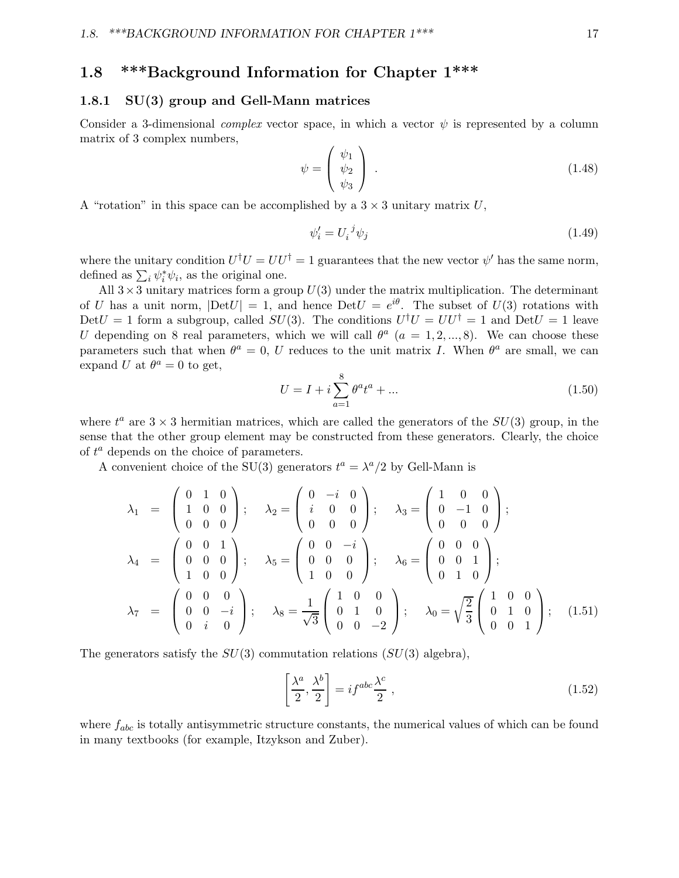## 1.8 ***Background Information for Chapter 1***

### 1.8.1 SU(3) group and Gell-Mann matrices

Consider a 3-dimensional *complex* vector space, in which a vector $\psi$ is represented by a column matrix of 3 complex numbers,

$$\psi = \begin{pmatrix} \psi_1 \\ \psi_2 \\ \psi_3 \end{pmatrix} . \tag{1.48}$$

A "rotation" in this space can be accomplished by a $3 \times 3$ unitary matrix $U$,

$$\psi'_i = U_i{}^j \psi_j \tag{1.49}$$

where the unitary condition $U^\dagger U = UU^\dagger = 1$ guarantees that the new vector $\psi'$ has the same norm, defined as $\sum_i \psi_i^* \psi_i$, as the original one.

All $3 \times 3$ unitary matrices form a group $U(3)$ under the matrix multiplication. The determinant of $U$ has a unit norm, $|\text{Det}U| = 1$, and hence $\text{Det}U = e^{i\theta}$. The subset of $U(3)$ rotations with $\text{Det}U = 1$ form a subgroup, called $SU(3)$. The conditions $U^\dagger U = UU^\dagger = 1$ and $\text{Det}U = 1$ leave $U$ depending on 8 real parameters, which we will call $\theta^a$ ($a = 1, 2, ..., 8$). We can choose these parameters such that when $\theta^a = 0$, $U$ reduces to the unit matrix $I$. When $\theta^a$ are small, we can expand $U$ at $\theta^a = 0$ to get,

$$U = I + i \sum_{a=1}^{8} \theta^a t^a + ... \tag{1.50}$$

where $t^a$ are $3 \times 3$ hermitian matrices, which are called the generators of the $SU(3)$ group, in the sense that the other group element may be constructed from these generators. Clearly, the choice of $t^a$ depends on the choice of parameters.

A convenient choice of the SU(3) generators $t^a = \lambda^a/2$ by Gell-Mann is

$$\begin{aligned}
\lambda_1 &= \begin{pmatrix} 0 & 1 & 0 \\ 1 & 0 & 0 \\ 0 & 0 & 0 \end{pmatrix}; \quad \lambda_2 = \begin{pmatrix} 0 & -i & 0 \\ i & 0 & 0 \\ 0 & 0 & 0 \end{pmatrix}; \quad \lambda_3 = \begin{pmatrix} 1 & 0 & 0 \\ 0 & -1 & 0 \\ 0 & 0 & 0 \end{pmatrix}; \\
\lambda_4 &= \begin{pmatrix} 0 & 0 & 1 \\ 0 & 0 & 0 \\ 1 & 0 & 0 \end{pmatrix}; \quad \lambda_5 = \begin{pmatrix} 0 & 0 & -i \\ 0 & 0 & 0 \\ 1 & 0 & 0 \end{pmatrix}; \quad \lambda_6 = \begin{pmatrix} 0 & 0 & 0 \\ 0 & 0 & 1 \\ 0 & 1 & 0 \end{pmatrix}; \\
\lambda_7 &= \begin{pmatrix} 0 & 0 & 0 \\ 0 & 0 & -i \\ 0 & i & 0 \end{pmatrix}; \quad \lambda_8 = \frac{1}{\sqrt{3}} \begin{pmatrix} 1 & 0 & 0 \\ 0 & 1 & 0 \\ 0 & 0 & -2 \end{pmatrix}; \quad \lambda_0 = \sqrt{\frac{2}{3}} \begin{pmatrix} 1 & 0 & 0 \\ 0 & 1 & 0 \\ 0 & 0 & 1 \end{pmatrix};
\end{aligned} \tag{1.51}$$

The generators satisfy the $SU(3)$ commutation relations ($SU(3)$ algebra),

$$\left[ \frac{\lambda^a}{2}, \frac{\lambda^b}{2} \right] = i f^{abc} \frac{\lambda^c}{2} , \tag{1.52}$$

where $f_{abc}$ is totally antisymmetric structure constants, the numerical values of which can be found in many textbooks (for example, Itzykson and Zuber).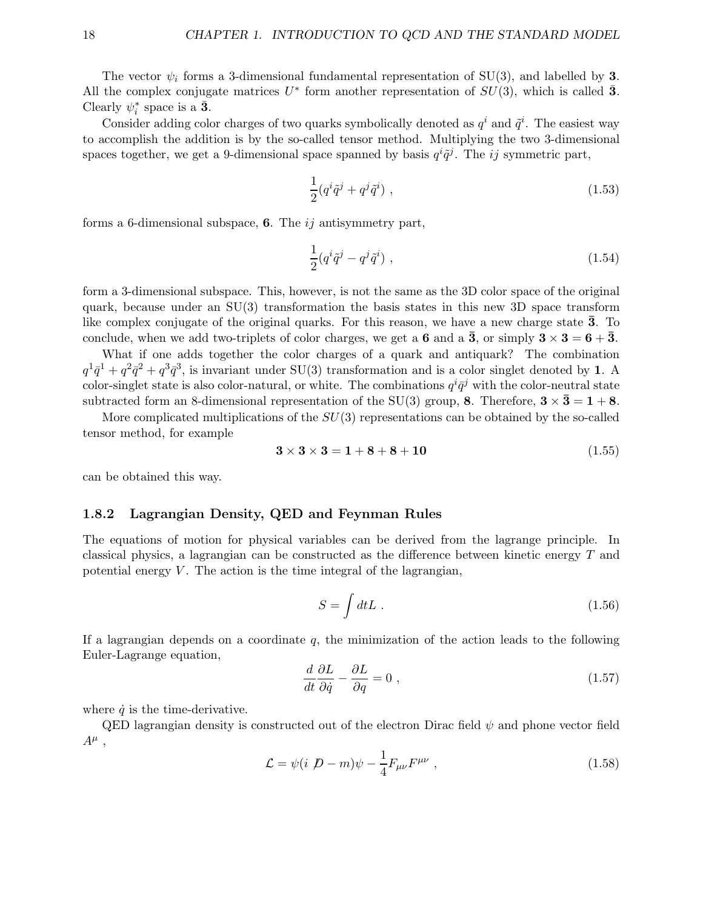The vector $\psi_i$ forms a 3-dimensional fundamental representation of SU(3), and labelled by **3**. All the complex conjugate matrices $U^*$ form another representation of $SU(3)$, which is called $\bar{\mathbf{3}}$. Clearly $\psi_i^*$ space is a $\bar{\mathbf{3}}$.

Consider adding color charges of two quarks symbolically denoted as $q^i$ and $\tilde{q}^i$. The easiest way to accomplish the addition is by the so-called tensor method. Multiplying the two 3-dimensional spaces together, we get a 9-dimensional space spanned by basis $q^i\tilde{q}^j$. The $ij$ symmetric part,

$$\frac{1}{2}(q^i\tilde{q}^j + q^j\tilde{q}^i) \ , \tag{1.53}$$

forms a 6-dimensional subspace, **6**. The $ij$ antisymmetry part,

$$\frac{1}{2}(q^i\tilde{q}^j - q^j\tilde{q}^i) \ , \tag{1.54}$$

form a 3-dimensional subspace. This, however, is not the same as the 3D color space of the original quark, because under an SU(3) transformation the basis states in this new 3D space transform like complex conjugate of the original quarks. For this reason, we have a new charge state $\bar{\mathbf{3}}$. To conclude, when we add two-triplets of color charges, we get a **6** and a $\bar{\mathbf{3}}$, or simply $\mathbf{3} \times \mathbf{3} = \mathbf{6} + \bar{\mathbf{3}}$.

What if one adds together the color charges of a quark and antiquark? The combination $q^1\bar{q}^1 + q^2\bar{q}^2 + q^3\bar{q}^3$, is invariant under SU(3) transformation and is a color singlet denoted by **1**. A color-singlet state is also color-natural, or white. The combinations $q^i\bar{q}^j$ with the color-neutral state subtracted form an 8-dimensional representation of the SU(3) group, **8**. Therefore, $\mathbf{3} \times \bar{\mathbf{3}} = \mathbf{1} + \mathbf{8}$.

More complicated multiplications of the $SU(3)$ representations can be obtained by the so-called tensor method, for example

$$\mathbf{3} \times \mathbf{3} \times \mathbf{3} = \mathbf{1} + \mathbf{8} + \mathbf{8} + \mathbf{10} \tag{1.55}$$

can be obtained this way.

### 1.8.2 Lagrangian Density, QED and Feynman Rules

The equations of motion for physical variables can be derived from the lagrange principle. In classical physics, a lagrangian can be constructed as the difference between kinetic energy $T$ and potential energy $V$. The action is the time integral of the lagrangian,

$$S = \int dt L \ . \tag{1.56}$$

If a lagrangian depends on a coordinate $q$, the minimization of the action leads to the following Euler-Lagrange equation,

$$\frac{d}{dt}\frac{\partial L}{\partial \dot{q}} - \frac{\partial L}{\partial q} = 0 \ , \tag{1.57}$$

where $\dot{q}$ is the time-derivative.

QED lagrangian density is constructed out of the electron Dirac field $\psi$ and phone vector field $A^\mu$ ,

$$\mathcal{L} = \psi(i \not{D} - m)\psi - \frac{1}{4}F_{\mu\nu}F^{\mu\nu} \ , \tag{1.58}$$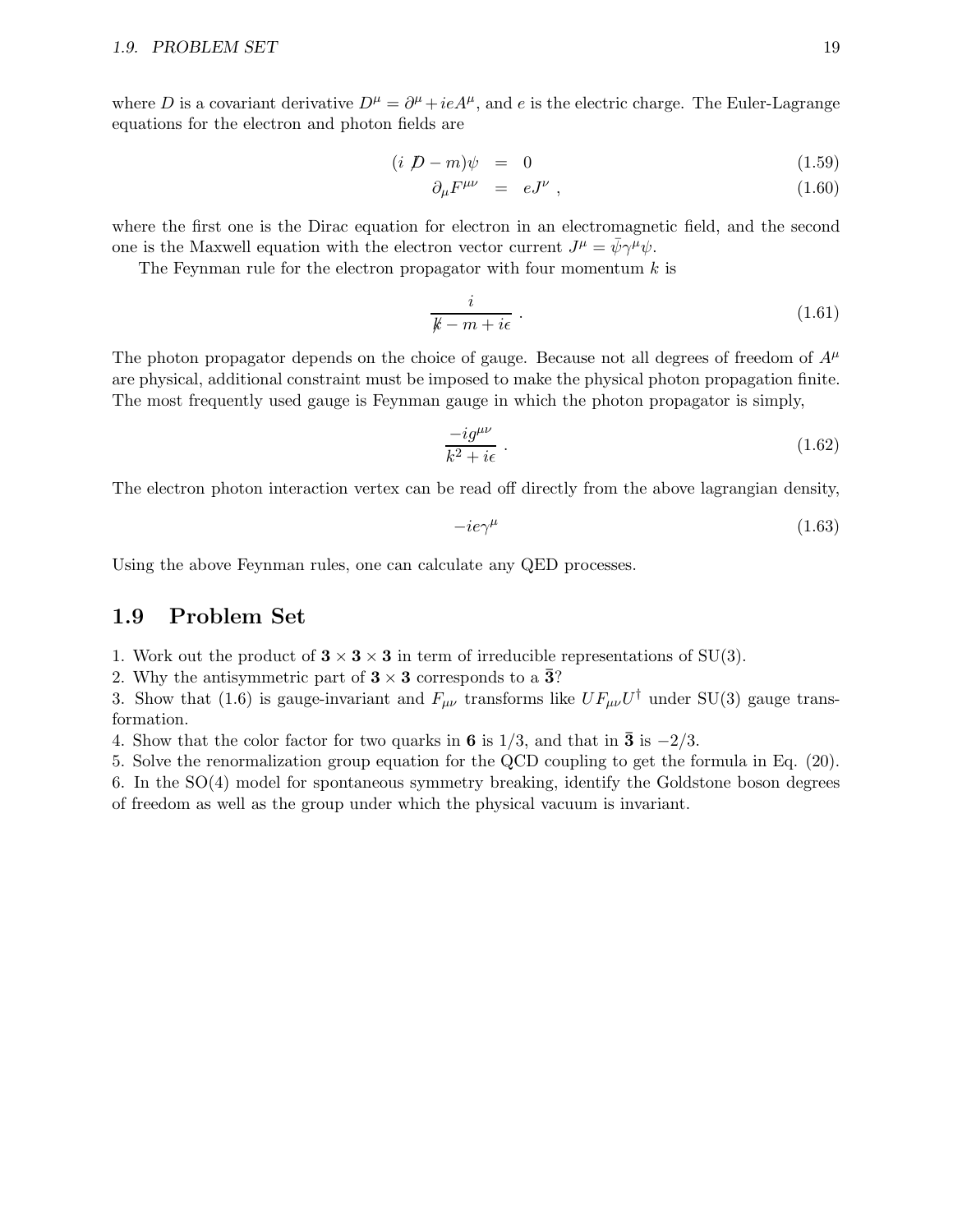where $D$ is a covariant derivative $D^\mu = \partial^\mu + ieA^\mu$, and $e$ is the electric charge. The Euler-Lagrange equations for the electron and photon fields are

$$
\begin{aligned}
(i \not{D} - m)\psi &= 0 \qquad (1.59)\\
\partial_\mu F^{\mu\nu} &= eJ^\nu \ , \qquad (1.60)
\end{aligned}
$$

where the first one is the Dirac equation for electron in an electromagnetic field, and the second one is the Maxwell equation with the electron vector current $J^\mu = \bar{\psi}\gamma^\mu\psi$.

The Feynman rule for the electron propagator with four momentum $k$ is

$$
\frac{i}{\not{k} - m + i\epsilon} \ . \qquad (1.61)
$$

The photon propagator depends on the choice of gauge. Because not all degrees of freedom of $A^\mu$ are physical, additional constraint must be imposed to make the physical photon propagation finite. The most frequently used gauge is Feynman gauge in which the photon propagator is simply,

$$
\frac{-ig^{\mu\nu}}{k^2 + i\epsilon} \ . \qquad (1.62)
$$

The electron photon interaction vertex can be read off directly from the above lagrangian density,

$$
-ie\gamma^\mu \qquad (1.63)
$$

Using the above Feynman rules, one can calculate any QED processes.

## 1.9 Problem Set

1. Work out the product of $\mathbf{3} \times \mathbf{3} \times \mathbf{3}$ in term of irreducible representations of SU(3).
2. Why the antisymmetric part of $\mathbf{3} \times \mathbf{3}$ corresponds to a $\bar{\mathbf{3}}$?
3. Show that (1.6) is gauge-invariant and $F_{\mu\nu}$ transforms like $UF_{\mu\nu}U^\dagger$ under SU(3) gauge transformation.
4. Show that the color factor for two quarks in $\mathbf{6}$ is $1/3$, and that in $\bar{\mathbf{3}}$ is $-2/3$.
5. Solve the renormalization group equation for the QCD coupling to get the formula in Eq. (20).
6. In the SO(4) model for spontaneous symmetry breaking, identify the Goldstone boson degrees of freedom as well as the group under which the physical vacuum is invariant.